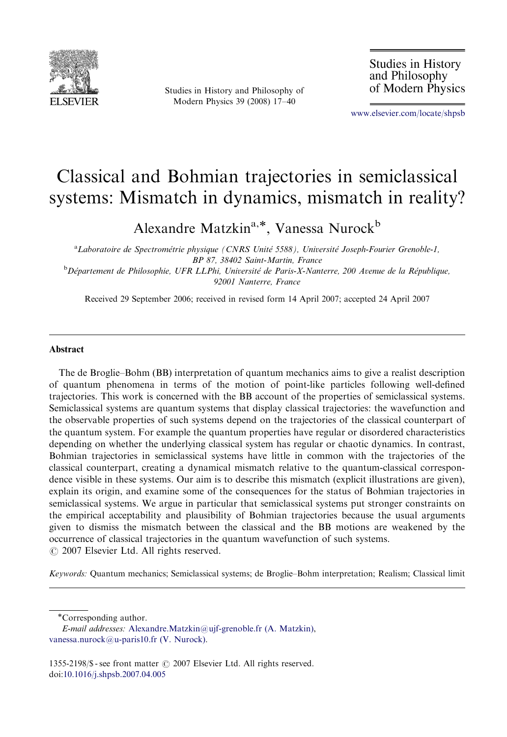# Classical and Bohmian trajectories in semiclassical systems: Mismatch in dynamics, mismatch in reality?

Alexandre Matzkin[a,*], Vanessa Nurock[b]

[a]Laboratoire de Spectrométrie physique (CNRS Unité 5588), Université Joseph-Fourier Grenoble-1, BP 87, 38402 Saint-Martin, France

[b]Département de Philosophie, UFR LLPhi, Université de Paris-X-Nanterre, 200 Avenue de la République, 92001 Nanterre, France

Received 29 September 2006; received in revised form 14 April 2007; accepted 24 April 2007

## Abstract

The de Broglie–Bohm (BB) interpretation of quantum mechanics aims to give a realist description of quantum phenomena in terms of the motion of point-like particles following well-defined trajectories. This work is concerned with the BB account of the properties of semiclassical systems. Semiclassical systems are quantum systems that display classical trajectories: the wavefunction and the observable properties of such systems depend on the trajectories of the classical counterpart of the quantum system. For example the quantum properties have regular or disordered characteristics depending on whether the underlying classical system has regular or chaotic dynamics. In contrast, Bohmian trajectories in semiclassical systems have little in common with the trajectories of the classical counterpart, creating a dynamical mismatch relative to the quantum-classical correspondence visible in these systems. Our aim is to describe this mismatch (explicit illustrations are given), explain its origin, and examine some of the consequences for the status of Bohmian trajectories in semiclassical systems. We argue in particular that semiclassical systems put stronger constraints on the empirical acceptability and plausibility of Bohmian trajectories because the usual arguments given to dismiss the mismatch between the classical and the BB motions are weakened by the occurrence of classical trajectories in the quantum wavefunction of such systems.

© 2007 Elsevier Ltd. All rights reserved.

*Keywords:* Quantum mechanics; Semiclassical systems; de Broglie–Bohm interpretation; Realism; Classical limit

*Corresponding author.

*E-mail addresses:* Alexandre.Matzkin@ujf-grenoble.fr (A. Matzkin), vanessa.nurock@u-paris10.fr (V. Nurock).

1355-2198/$ - see front matter © 2007 Elsevier Ltd. All rights reserved.
doi:10.1016/j.shpsb.2007.04.005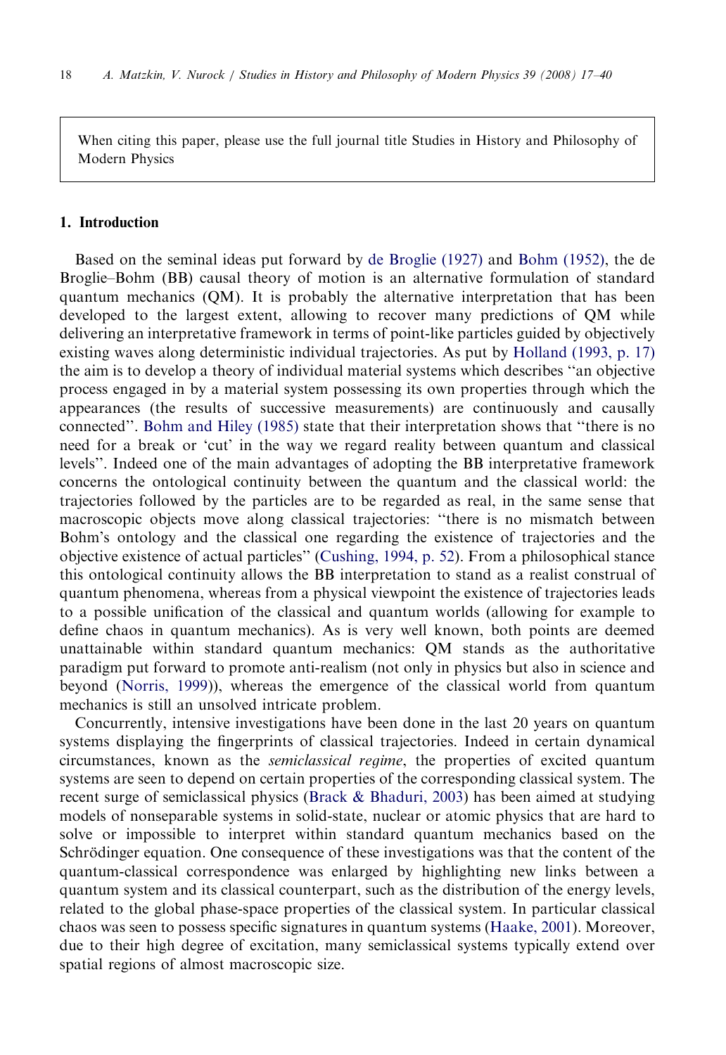When citing this paper, please use the full journal title Studies in History and Philosophy of Modern Physics

## 1. Introduction

Based on the seminal ideas put forward by de Broglie (1927) and Bohm (1952), the de Broglie–Bohm (BB) causal theory of motion is an alternative formulation of standard quantum mechanics (QM). It is probably the alternative interpretation that has been developed to the largest extent, allowing to recover many predictions of QM while delivering an interpretative framework in terms of point-like particles guided by objectively existing waves along deterministic individual trajectories. As put by Holland (1993, p. 17) the aim is to develop a theory of individual material systems which describes ''an objective process engaged in by a material system possessing its own properties through which the appearances (the results of successive measurements) are continuously and causally connected''. Bohm and Hiley (1985) state that their interpretation shows that ''there is no need for a break or 'cut' in the way we regard reality between quantum and classical levels''. Indeed one of the main advantages of adopting the BB interpretative framework concerns the ontological continuity between the quantum and the classical world: the trajectories followed by the particles are to be regarded as real, in the same sense that macroscopic objects move along classical trajectories: ''there is no mismatch between Bohm's ontology and the classical one regarding the existence of trajectories and the objective existence of actual particles'' (Cushing, 1994, p. 52). From a philosophical stance this ontological continuity allows the BB interpretation to stand as a realist construal of quantum phenomena, whereas from a physical viewpoint the existence of trajectories leads to a possible unification of the classical and quantum worlds (allowing for example to define chaos in quantum mechanics). As is very well known, both points are deemed unattainable within standard quantum mechanics: QM stands as the authoritative paradigm put forward to promote anti-realism (not only in physics but also in science and beyond (Norris, 1999)), whereas the emergence of the classical world from quantum mechanics is still an unsolved intricate problem.

Concurrently, intensive investigations have been done in the last 20 years on quantum systems displaying the fingerprints of classical trajectories. Indeed in certain dynamical circumstances, known as the *semiclassical regime*, the properties of excited quantum systems are seen to depend on certain properties of the corresponding classical system. The recent surge of semiclassical physics (Brack & Bhaduri, 2003) has been aimed at studying models of nonseparable systems in solid-state, nuclear or atomic physics that are hard to solve or impossible to interpret within standard quantum mechanics based on the Schrödinger equation. One consequence of these investigations was that the content of the quantum-classical correspondence was enlarged by highlighting new links between a quantum system and its classical counterpart, such as the distribution of the energy levels, related to the global phase-space properties of the classical system. In particular classical chaos was seen to possess specific signatures in quantum systems (Haake, 2001). Moreover, due to their high degree of excitation, many semiclassical systems typically extend over spatial regions of almost macroscopic size.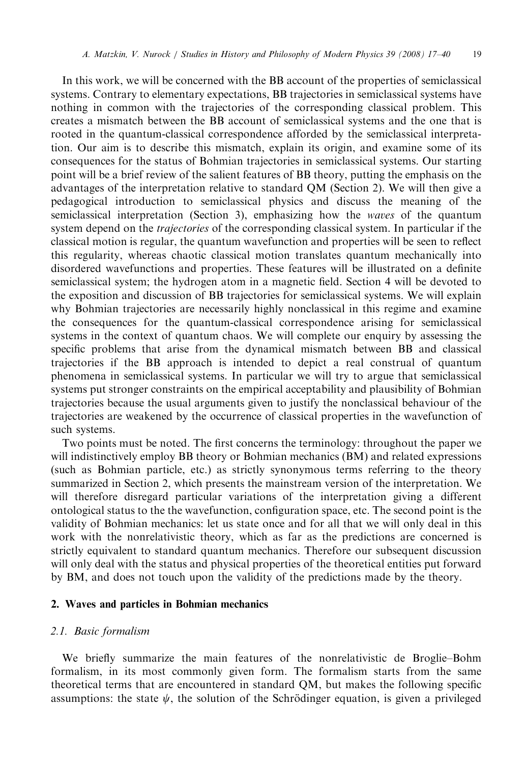In this work, we will be concerned with the BB account of the properties of semiclassical systems. Contrary to elementary expectations, BB trajectories in semiclassical systems have nothing in common with the trajectories of the corresponding classical problem. This creates a mismatch between the BB account of semiclassical systems and the one that is rooted in the quantum-classical correspondence afforded by the semiclassical interpretation. Our aim is to describe this mismatch, explain its origin, and examine some of its consequences for the status of Bohmian trajectories in semiclassical systems. Our starting point will be a brief review of the salient features of BB theory, putting the emphasis on the advantages of the interpretation relative to standard QM (Section 2). We will then give a pedagogical introduction to semiclassical physics and discuss the meaning of the semiclassical interpretation (Section 3), emphasizing how the *waves* of the quantum system depend on the *trajectories* of the corresponding classical system. In particular if the classical motion is regular, the quantum wavefunction and properties will be seen to reflect this regularity, whereas chaotic classical motion translates quantum mechanically into disordered wavefunctions and properties. These features will be illustrated on a definite semiclassical system; the hydrogen atom in a magnetic field. Section 4 will be devoted to the exposition and discussion of BB trajectories for semiclassical systems. We will explain why Bohmian trajectories are necessarily highly nonclassical in this regime and examine the consequences for the quantum-classical correspondence arising for semiclassical systems in the context of quantum chaos. We will complete our enquiry by assessing the specific problems that arise from the dynamical mismatch between BB and classical trajectories if the BB approach is intended to depict a real construal of quantum phenomena in semiclassical systems. In particular we will try to argue that semiclassical systems put stronger constraints on the empirical acceptability and plausibility of Bohmian trajectories because the usual arguments given to justify the nonclassical behaviour of the trajectories are weakened by the occurrence of classical properties in the wavefunction of such systems.

Two points must be noted. The first concerns the terminology: throughout the paper we will indistinctively employ BB theory or Bohmian mechanics (BM) and related expressions (such as Bohmian particle, etc.) as strictly synonymous terms referring to the theory summarized in Section 2, which presents the mainstream version of the interpretation. We will therefore disregard particular variations of the interpretation giving a different ontological status to the the wavefunction, configuration space, etc. The second point is the validity of Bohmian mechanics: let us state once and for all that we will only deal in this work with the nonrelativistic theory, which as far as the predictions are concerned is strictly equivalent to standard quantum mechanics. Therefore our subsequent discussion will only deal with the status and physical properties of the theoretical entities put forward by BM, and does not touch upon the validity of the predictions made by the theory.

## 2. Waves and particles in Bohmian mechanics

### 2.1. Basic formalism

We briefly summarize the main features of the nonrelativistic de Broglie–Bohm formalism, in its most commonly given form. The formalism starts from the same theoretical terms that are encountered in standard QM, but makes the following specific assumptions: the state $\psi$, the solution of the Schrödinger equation, is given a privileged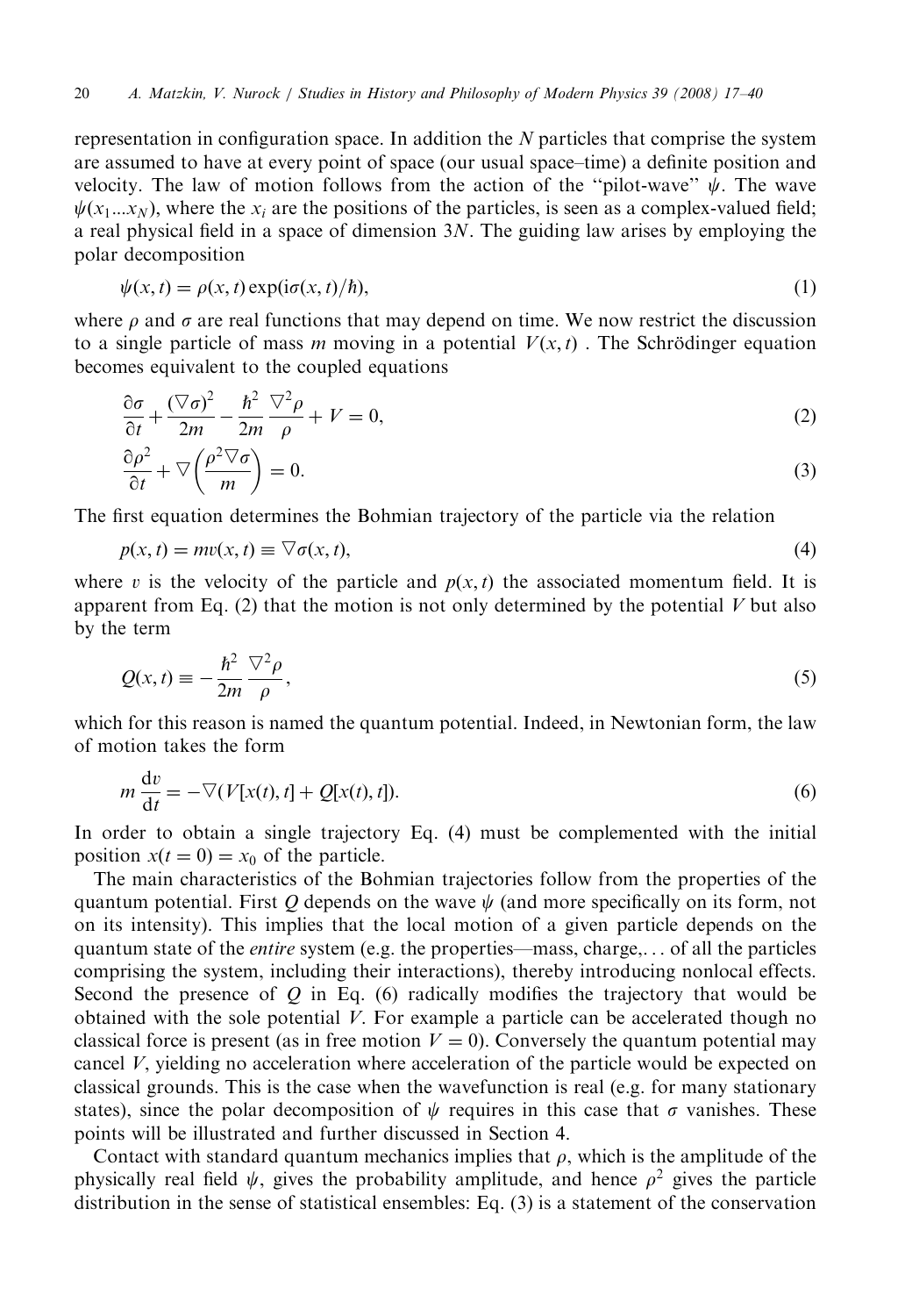representation in configuration space. In addition the $N$ particles that comprise the system are assumed to have at every point of space (our usual space–time) a definite position and velocity. The law of motion follows from the action of the "pilot-wave" $\psi$. The wave $\psi(x_1 \dots x_N)$, where the $x_i$ are the positions of the particles, is seen as a complex-valued field; a real physical field in a space of dimension $3N$. The guiding law arises by employing the polar decomposition

$$\psi(x,t) = \rho(x,t)\exp(i\sigma(x,t)/\hbar), \tag{1}$$

where $\rho$ and $\sigma$ are real functions that may depend on time. We now restrict the discussion to a single particle of mass $m$ moving in a potential $V(x,t)$ . The Schrödinger equation becomes equivalent to the coupled equations

$$\frac{\partial \sigma}{\partial t} + \frac{(\nabla \sigma)^2}{2m} - \frac{\hbar^2}{2m}\frac{\nabla^2 \rho}{\rho} + V = 0, \tag{2}$$

$$\frac{\partial \rho^2}{\partial t} + \nabla\left(\frac{\rho^2 \nabla \sigma}{m}\right) = 0. \tag{3}$$

The first equation determines the Bohmian trajectory of the particle via the relation

$$p(x,t) = mv(x,t) \equiv \nabla \sigma(x,t), \tag{4}$$

where $v$ is the velocity of the particle and $p(x,t)$ the associated momentum field. It is apparent from Eq. (2) that the motion is not only determined by the potential $V$ but also by the term

$$Q(x,t) \equiv -\frac{\hbar^2}{2m}\frac{\nabla^2 \rho}{\rho}, \tag{5}$$

which for this reason is named the quantum potential. Indeed, in Newtonian form, the law of motion takes the form

$$m\frac{\mathrm{d}v}{\mathrm{d}t} = -\nabla(V[x(t),t] + Q[x(t),t]). \tag{6}$$

In order to obtain a single trajectory Eq. (4) must be complemented with the initial position $x(t=0) = x_0$ of the particle.

The main characteristics of the Bohmian trajectories follow from the properties of the quantum potential. First $Q$ depends on the wave $\psi$ (and more specifically on its form, not on its intensity). This implies that the local motion of a given particle depends on the quantum state of the *entire* system (e.g. the properties—mass, charge,... of all the particles comprising the system, including their interactions), thereby introducing nonlocal effects. Second the presence of $Q$ in Eq. (6) radically modifies the trajectory that would be obtained with the sole potential $V$. For example a particle can be accelerated though no classical force is present (as in free motion $V = 0$). Conversely the quantum potential may cancel $V$, yielding no acceleration where acceleration of the particle would be expected on classical grounds. This is the case when the wavefunction is real (e.g. for many stationary states), since the polar decomposition of $\psi$ requires in this case that $\sigma$ vanishes. These points will be illustrated and further discussed in Section 4.

Contact with standard quantum mechanics implies that $\rho$, which is the amplitude of the physically real field $\psi$, gives the probability amplitude, and hence $\rho^2$ gives the particle distribution in the sense of statistical ensembles: Eq. (3) is a statement of the conservation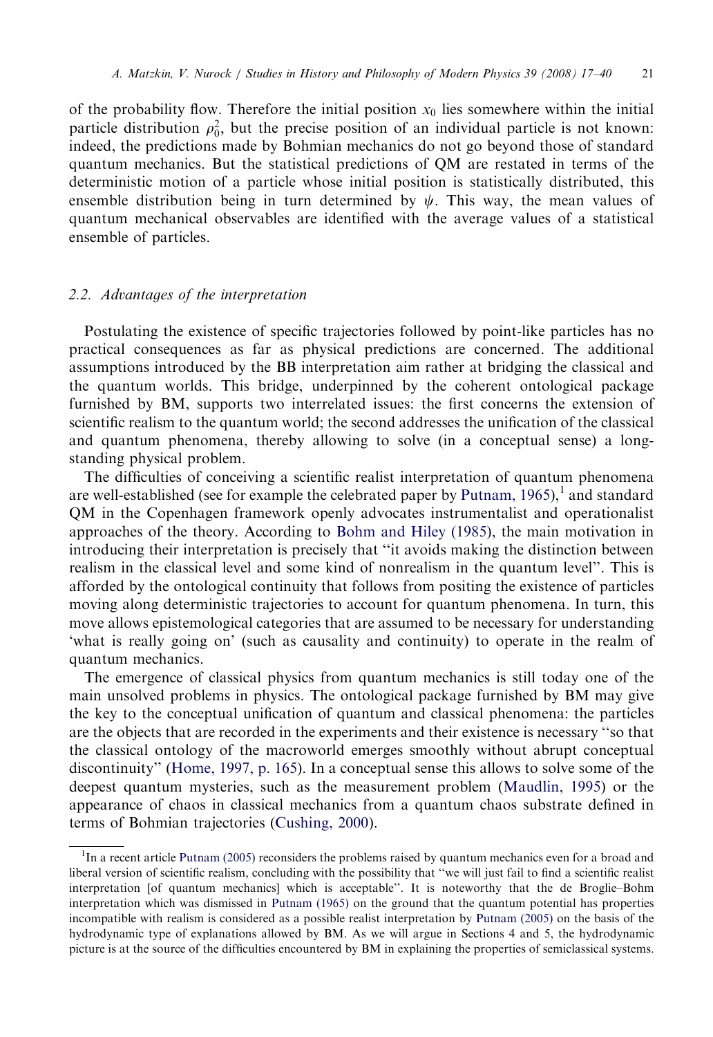of the probability flow. Therefore the initial position $x_0$ lies somewhere within the initial particle distribution $\rho_0^2$, but the precise position of an individual particle is not known: indeed, the predictions made by Bohmian mechanics do not go beyond those of standard quantum mechanics. But the statistical predictions of QM are restated in terms of the deterministic motion of a particle whose initial position is statistically distributed, this ensemble distribution being in turn determined by $\psi$. This way, the mean values of quantum mechanical observables are identified with the average values of a statistical ensemble of particles.

### 2.2. *Advantages of the interpretation*

Postulating the existence of specific trajectories followed by point-like particles has no practical consequences as far as physical predictions are concerned. The additional assumptions introduced by the BB interpretation aim rather at bridging the classical and the quantum worlds. This bridge, underpinned by the coherent ontological package furnished by BM, supports two interrelated issues: the first concerns the extension of scientific realism to the quantum world; the second addresses the unification of the classical and quantum phenomena, thereby allowing to solve (in a conceptual sense) a long-standing physical problem.

The difficulties of conceiving a scientific realist interpretation of quantum phenomena are well-established (see for example the celebrated paper by Putnam, 1965),[1] and standard QM in the Copenhagen framework openly advocates instrumentalist and operationalist approaches of the theory. According to Bohm and Hiley (1985), the main motivation in introducing their interpretation is precisely that "it avoids making the distinction between realism in the classical level and some kind of nonrealism in the quantum level". This is afforded by the ontological continuity that follows from positing the existence of particles moving along deterministic trajectories to account for quantum phenomena. In turn, this move allows epistemological categories that are assumed to be necessary for understanding 'what is really going on' (such as causality and continuity) to operate in the realm of quantum mechanics.

The emergence of classical physics from quantum mechanics is still today one of the main unsolved problems in physics. The ontological package furnished by BM may give the key to the conceptual unification of quantum and classical phenomena: the particles are the objects that are recorded in the experiments and their existence is necessary "so that the classical ontology of the macroworld emerges smoothly without abrupt conceptual discontinuity" (Home, 1997, p. 165). In a conceptual sense this allows to solve some of the deepest quantum mysteries, such as the measurement problem (Maudlin, 1995) or the appearance of chaos in classical mechanics from a quantum chaos substrate defined in terms of Bohmian trajectories (Cushing, 2000).

[1] In a recent article Putnam (2005) reconsiders the problems raised by quantum mechanics even for a broad and liberal version of scientific realism, concluding with the possibility that "we will just fail to find a scientific realist interpretation [of quantum mechanics] which is acceptable". It is noteworthy that the de Broglie–Bohm interpretation which was dismissed in Putnam (1965) on the ground that the quantum potential has properties incompatible with realism is considered as a possible realist interpretation by Putnam (2005) on the basis of the hydrodynamic type of explanations allowed by BM. As we will argue in Sections 4 and 5, the hydrodynamic picture is at the source of the difficulties encountered by BM in explaining the properties of semiclassical systems.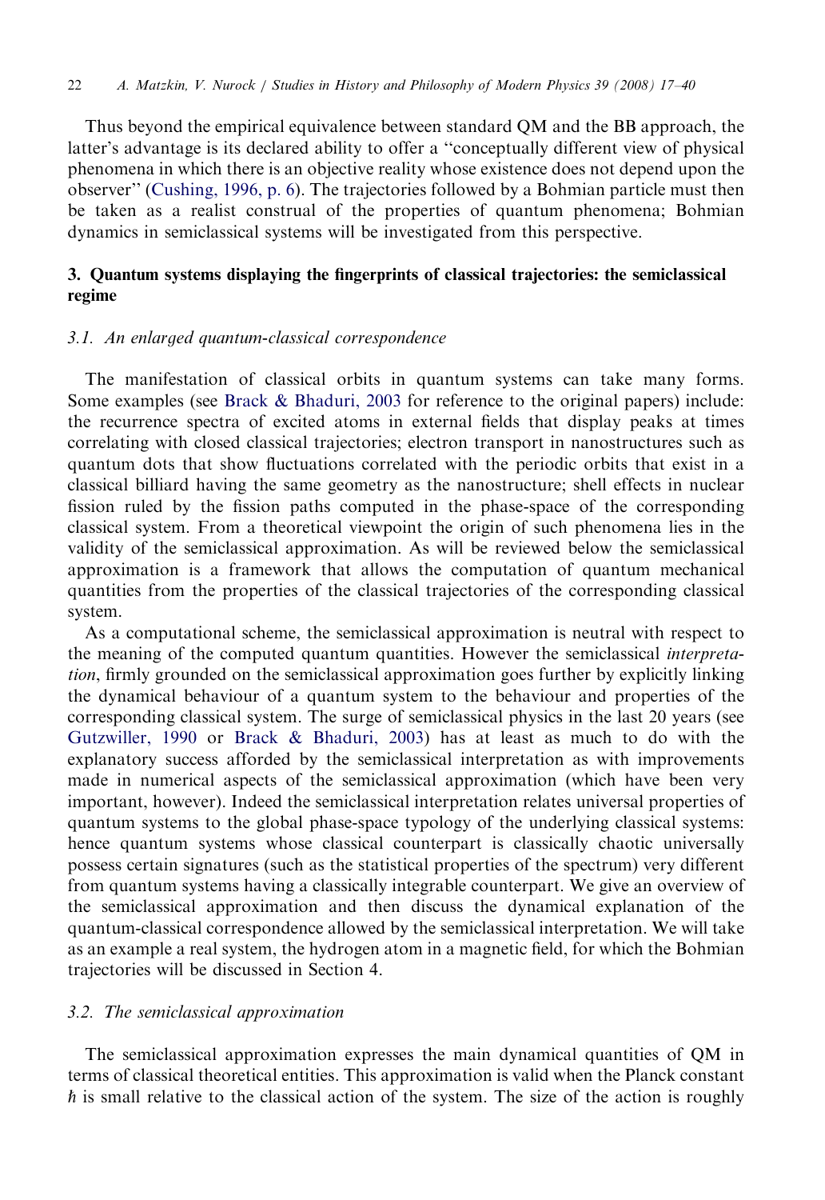Thus beyond the empirical equivalence between standard QM and the BB approach, the latter's advantage is its declared ability to offer a "conceptually different view of physical phenomena in which there is an objective reality whose existence does not depend upon the observer" (Cushing, 1996, p. 6). The trajectories followed by a Bohmian particle must then be taken as a realist construal of the properties of quantum phenomena; Bohmian dynamics in semiclassical systems will be investigated from this perspective.

## 3. Quantum systems displaying the fingerprints of classical trajectories: the semiclassical regime

### 3.1. An enlarged quantum-classical correspondence

The manifestation of classical orbits in quantum systems can take many forms. Some examples (see Brack & Bhaduri, 2003 for reference to the original papers) include: the recurrence spectra of excited atoms in external fields that display peaks at times correlating with closed classical trajectories; electron transport in nanostructures such as quantum dots that show fluctuations correlated with the periodic orbits that exist in a classical billiard having the same geometry as the nanostructure; shell effects in nuclear fission ruled by the fission paths computed in the phase-space of the corresponding classical system. From a theoretical viewpoint the origin of such phenomena lies in the validity of the semiclassical approximation. As will be reviewed below the semiclassical approximation is a framework that allows the computation of quantum mechanical quantities from the properties of the classical trajectories of the corresponding classical system.

As a computational scheme, the semiclassical approximation is neutral with respect to the meaning of the computed quantum quantities. However the semiclassical *interpretation*, firmly grounded on the semiclassical approximation goes further by explicitly linking the dynamical behaviour of a quantum system to the behaviour and properties of the corresponding classical system. The surge of semiclassical physics in the last 20 years (see Gutzwiller, 1990 or Brack & Bhaduri, 2003) has at least as much to do with the explanatory success afforded by the semiclassical interpretation as with improvements made in numerical aspects of the semiclassical approximation (which have been very important, however). Indeed the semiclassical interpretation relates universal properties of quantum systems to the global phase-space typology of the underlying classical systems: hence quantum systems whose classical counterpart is classically chaotic universally possess certain signatures (such as the statistical properties of the spectrum) very different from quantum systems having a classically integrable counterpart. We give an overview of the semiclassical approximation and then discuss the dynamical explanation of the quantum-classical correspondence allowed by the semiclassical interpretation. We will take as an example a real system, the hydrogen atom in a magnetic field, for which the Bohmian trajectories will be discussed in Section 4.

### 3.2. The semiclassical approximation

The semiclassical approximation expresses the main dynamical quantities of QM in terms of classical theoretical entities. This approximation is valid when the Planck constant $\hbar$ is small relative to the classical action of the system. The size of the action is roughly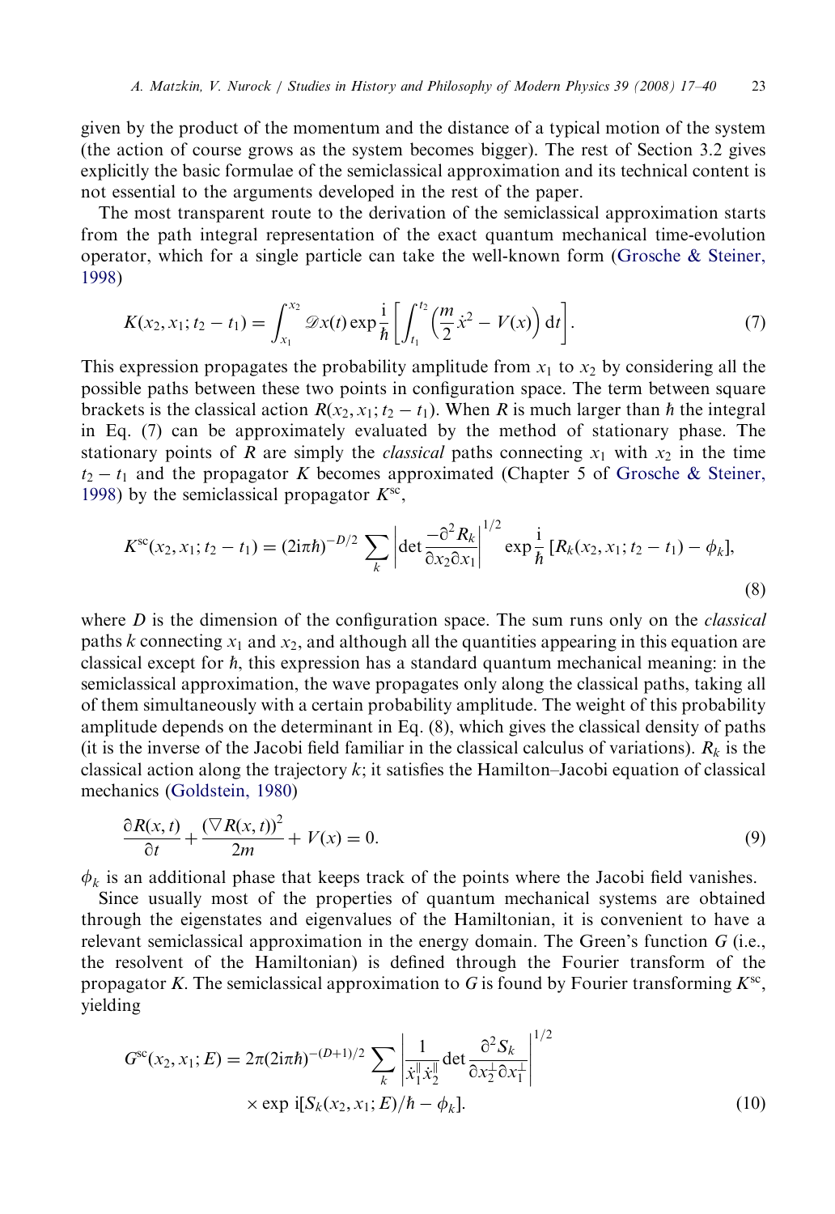given by the product of the momentum and the distance of a typical motion of the system (the action of course grows as the system becomes bigger). The rest of Section 3.2 gives explicitly the basic formulae of the semiclassical approximation and its technical content is not essential to the arguments developed in the rest of the paper.

The most transparent route to the derivation of the semiclassical approximation starts from the path integral representation of the exact quantum mechanical time-evolution operator, which for a single particle can take the well-known form (Grosche & Steiner, 1998)

$$K(x_2, x_1; t_2 - t_1) = \int_{x_1}^{x_2} \mathscr{D}x(t) \exp \frac{\mathrm{i}}{\hbar} \left[ \int_{t_1}^{t_2} \left( \frac{m}{2} \dot{x}^2 - V(x) \right) \mathrm{d}t \right]. \tag{7}$$

This expression propagates the probability amplitude from $x_1$ to $x_2$ by considering all the possible paths between these two points in configuration space. The term between square brackets is the classical action $R(x_2, x_1; t_2 - t_1)$. When $R$ is much larger than $\hbar$ the integral in Eq. (7) can be approximately evaluated by the method of stationary phase. The stationary points of $R$ are simply the *classical* paths connecting $x_1$ with $x_2$ in the time $t_2 - t_1$ and the propagator $K$ becomes approximated (Chapter 5 of Grosche & Steiner, 1998) by the semiclassical propagator $K^{\mathrm{sc}}$,

$$K^{\mathrm{sc}}(x_2, x_1; t_2 - t_1) = (2\mathrm{i}\pi\hbar)^{-D/2} \sum_k \left| \det \frac{-\partial^2 R_k}{\partial x_2 \partial x_1} \right|^{1/2} \exp \frac{\mathrm{i}}{\hbar} [R_k(x_2, x_1; t_2 - t_1) - \phi_k], \tag{8}$$

where $D$ is the dimension of the configuration space. The sum runs only on the *classical* paths $k$ connecting $x_1$ and $x_2$, and although all the quantities appearing in this equation are classical except for $\hbar$, this expression has a standard quantum mechanical meaning: in the semiclassical approximation, the wave propagates only along the classical paths, taking all of them simultaneously with a certain probability amplitude. The weight of this probability amplitude depends on the determinant in Eq. (8), which gives the classical density of paths (it is the inverse of the Jacobi field familiar in the classical calculus of variations). $R_k$ is the classical action along the trajectory $k$; it satisfies the Hamilton–Jacobi equation of classical mechanics (Goldstein, 1980)

$$\frac{\partial R(x,t)}{\partial t} + \frac{(\nabla R(x,t))^2}{2m} + V(x) = 0. \tag{9}$$

$\phi_k$ is an additional phase that keeps track of the points where the Jacobi field vanishes.

Since usually most of the properties of quantum mechanical systems are obtained through the eigenstates and eigenvalues of the Hamiltonian, it is convenient to have a relevant semiclassical approximation in the energy domain. The Green's function $G$ (i.e., the resolvent of the Hamiltonian) is defined through the Fourier transform of the propagator $K$. The semiclassical approximation to $G$ is found by Fourier transforming $K^{\mathrm{sc}}$, yielding

$$G^{\mathrm{sc}}(x_2, x_1; E) = 2\pi(2\mathrm{i}\pi\hbar)^{-(D+1)/2} \sum_k \left| \frac{1}{\dot{x}_1^{\parallel} \dot{x}_2^{\parallel}} \det \frac{\partial^2 S_k}{\partial x_2^{\perp} \partial x_1^{\perp}} \right|^{1/2} \times \exp \mathrm{i}[S_k(x_2, x_1; E)/\hbar - \phi_k]. \tag{10}$$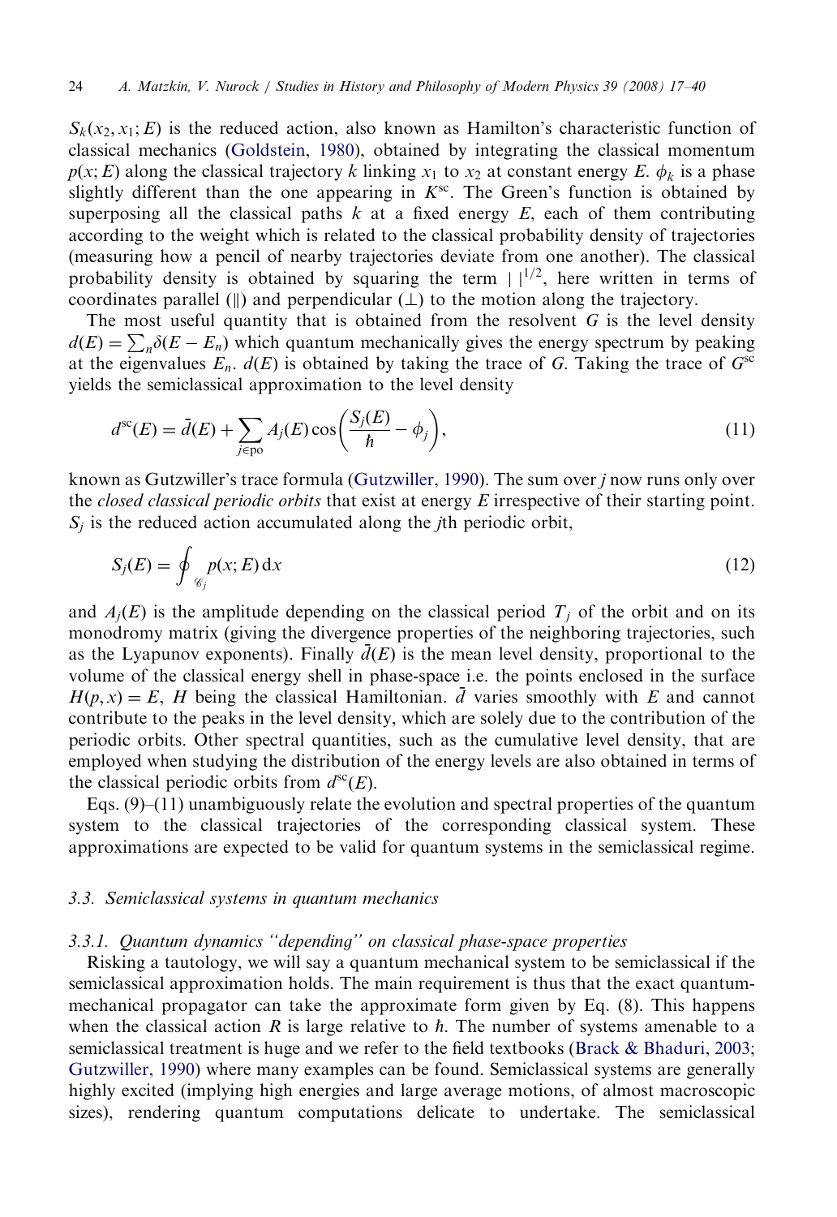$S_k(x_2, x_1; E)$ is the reduced action, also known as Hamilton's characteristic function of classical mechanics (Goldstein, 1980), obtained by integrating the classical momentum $p(x; E)$ along the classical trajectory $k$ linking $x_1$ to $x_2$ at constant energy $E$. $\phi_k$ is a phase slightly different than the one appearing in $K^{\rm sc}$. The Green's function is obtained by superposing all the classical paths $k$ at a fixed energy $E$, each of them contributing according to the weight which is related to the classical probability density of trajectories (measuring how a pencil of nearby trajectories deviate from one another). The classical probability density is obtained by squaring the term $| \, |^{1/2}$, here written in terms of coordinates parallel ($\|$) and perpendicular ($\perp$) to the motion along the trajectory.

The most useful quantity that is obtained from the resolvent $G$ is the level density $d(E) = \sum_n \delta(E - E_n)$ which quantum mechanically gives the energy spectrum by peaking at the eigenvalues $E_n$. $d(E)$ is obtained by taking the trace of $G$. Taking the trace of $G^{\rm sc}$ yields the semiclassical approximation to the level density

$$d^{\rm sc}(E) = \bar{d}(E) + \sum_{j \in {\rm po}} A_j(E) \cos\left(\frac{S_j(E)}{\hbar} - \phi_j\right), \tag{11}$$

known as Gutzwiller's trace formula (Gutzwiller, 1990). The sum over $j$ now runs only over the *closed classical periodic orbits* that exist at energy $E$ irrespective of their starting point. $S_j$ is the reduced action accumulated along the $j$th periodic orbit,

$$S_j(E) = \oint_{\mathscr{C}_j} p(x; E)\, {\rm d}x \tag{12}$$

and $A_j(E)$ is the amplitude depending on the classical period $T_j$ of the orbit and on its monodromy matrix (giving the divergence properties of the neighboring trajectories, such as the Lyapunov exponents). Finally $\bar{d}(E)$ is the mean level density, proportional to the volume of the classical energy shell in phase-space i.e. the points enclosed in the surface $H(p, x) = E$, $H$ being the classical Hamiltonian. $\bar{d}$ varies smoothly with $E$ and cannot contribute to the peaks in the level density, which are solely due to the contribution of the periodic orbits. Other spectral quantities, such as the cumulative level density, that are employed when studying the distribution of the energy levels are also obtained in terms of the classical periodic orbits from $d^{\rm sc}(E)$.

Eqs. (9)–(11) unambiguously relate the evolution and spectral properties of the quantum system to the classical trajectories of the corresponding classical system. These approximations are expected to be valid for quantum systems in the semiclassical regime.

### 3.3. Semiclassical systems in quantum mechanics

#### 3.3.1. Quantum dynamics "depending" on classical phase-space properties

Risking a tautology, we will say a quantum mechanical system to be semiclassical if the semiclassical approximation holds. The main requirement is thus that the exact quantum-mechanical propagator can take the approximate form given by Eq. (8). This happens when the classical action $R$ is large relative to $\hbar$. The number of systems amenable to a semiclassical treatment is huge and we refer to the field textbooks (Brack & Bhaduri, 2003; Gutzwiller, 1990) where many examples can be found. Semiclassical systems are generally highly excited (implying high energies and large average motions, of almost macroscopic sizes), rendering quantum computations delicate to undertake. The semiclassical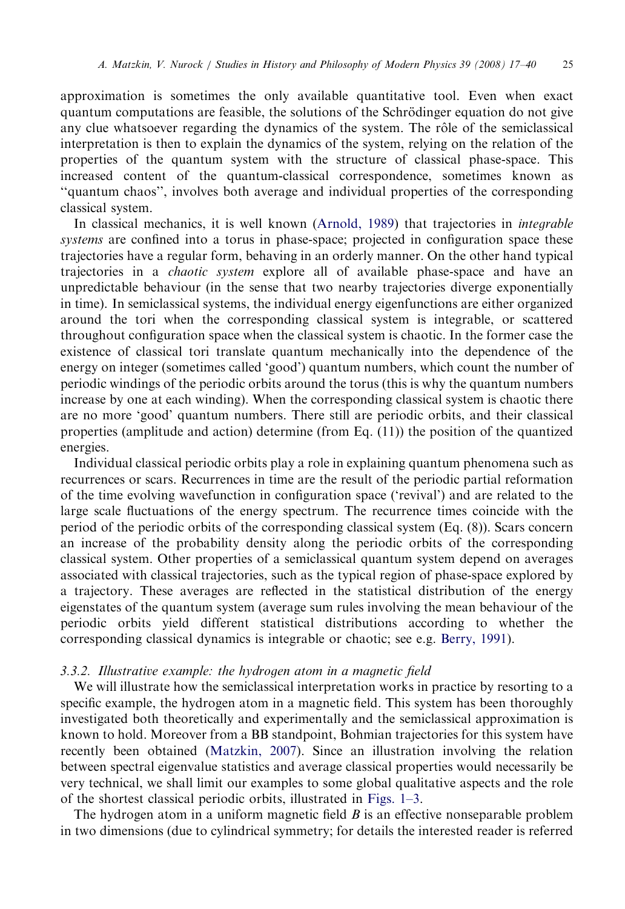approximation is sometimes the only available quantitative tool. Even when exact quantum computations are feasible, the solutions of the Schrödinger equation do not give any clue whatsoever regarding the dynamics of the system. The rôle of the semiclassical interpretation is then to explain the dynamics of the system, relying on the relation of the properties of the quantum system with the structure of classical phase-space. This increased content of the quantum-classical correspondence, sometimes known as "quantum chaos", involves both average and individual properties of the corresponding classical system.

In classical mechanics, it is well known (Arnold, 1989) that trajectories in *integrable systems* are confined into a torus in phase-space; projected in configuration space these trajectories have a regular form, behaving in an orderly manner. On the other hand typical trajectories in a *chaotic system* explore all of available phase-space and have an unpredictable behaviour (in the sense that two nearby trajectories diverge exponentially in time). In semiclassical systems, the individual energy eigenfunctions are either organized around the tori when the corresponding classical system is integrable, or scattered throughout configuration space when the classical system is chaotic. In the former case the existence of classical tori translate quantum mechanically into the dependence of the energy on integer (sometimes called 'good') quantum numbers, which count the number of periodic windings of the periodic orbits around the torus (this is why the quantum numbers increase by one at each winding). When the corresponding classical system is chaotic there are no more 'good' quantum numbers. There still are periodic orbits, and their classical properties (amplitude and action) determine (from Eq. (11)) the position of the quantized energies.

Individual classical periodic orbits play a role in explaining quantum phenomena such as recurrences or scars. Recurrences in time are the result of the periodic partial reformation of the time evolving wavefunction in configuration space ('revival') and are related to the large scale fluctuations of the energy spectrum. The recurrence times coincide with the period of the periodic orbits of the corresponding classical system (Eq. (8)). Scars concern an increase of the probability density along the periodic orbits of the corresponding classical system. Other properties of a semiclassical quantum system depend on averages associated with classical trajectories, such as the typical region of phase-space explored by a trajectory. These averages are reflected in the statistical distribution of the energy eigenstates of the quantum system (average sum rules involving the mean behaviour of the periodic orbits yield different statistical distributions according to whether the corresponding classical dynamics is integrable or chaotic; see e.g. Berry, 1991).

#### *3.3.2. Illustrative example: the hydrogen atom in a magnetic field*

We will illustrate how the semiclassical interpretation works in practice by resorting to a specific example, the hydrogen atom in a magnetic field. This system has been thoroughly investigated both theoretically and experimentally and the semiclassical approximation is known to hold. Moreover from a BB standpoint, Bohmian trajectories for this system have recently been obtained (Matzkin, 2007). Since an illustration involving the relation between spectral eigenvalue statistics and average classical properties would necessarily be very technical, we shall limit our examples to some global qualitative aspects and the role of the shortest classical periodic orbits, illustrated in Figs. 1–3.

The hydrogen atom in a uniform magnetic field $B$ is an effective nonseparable problem in two dimensions (due to cylindrical symmetry; for details the interested reader is referred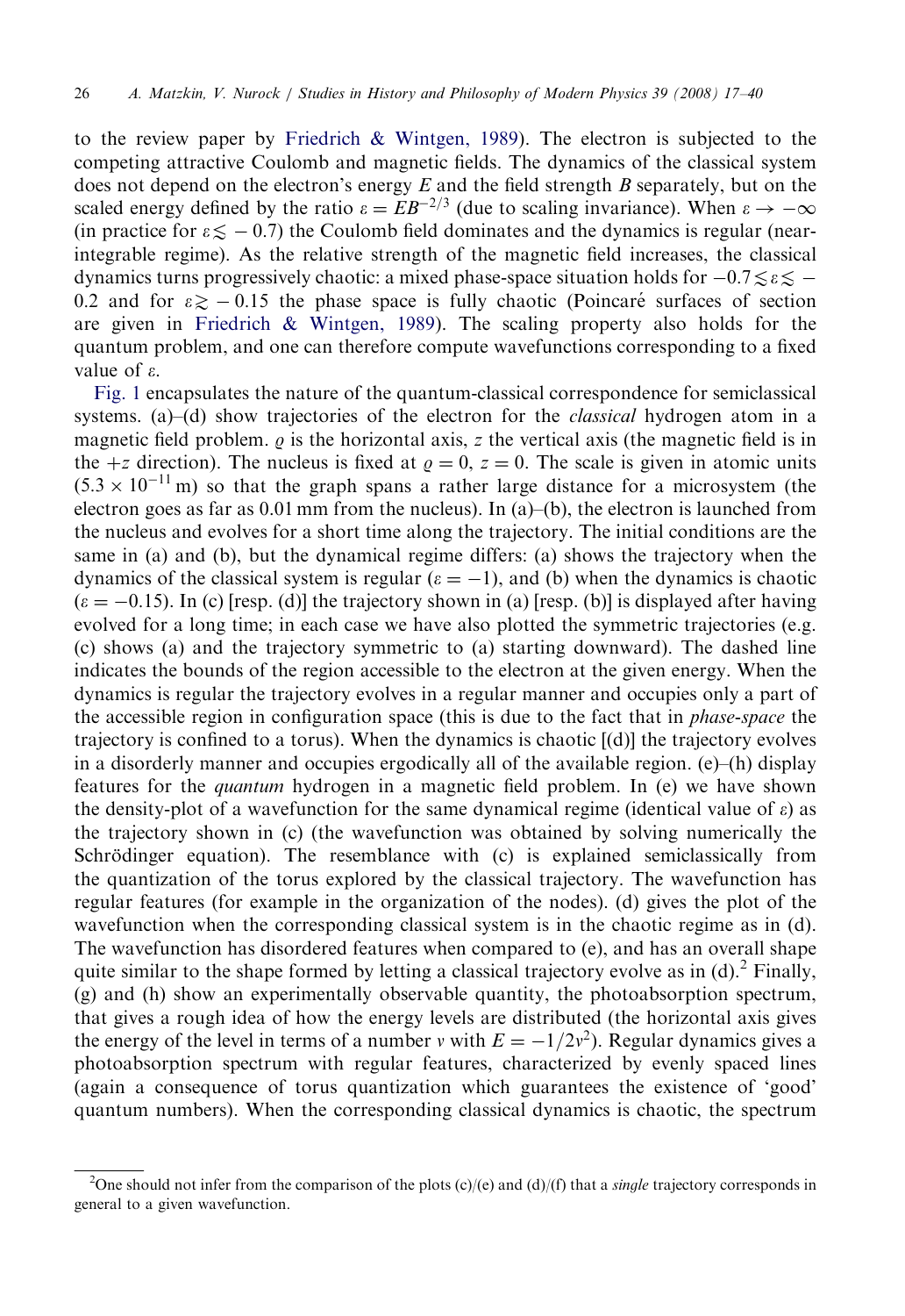to the review paper by Friedrich & Wintgen, 1989). The electron is subjected to the competing attractive Coulomb and magnetic fields. The dynamics of the classical system does not depend on the electron's energy $E$ and the field strength $B$ separately, but on the scaled energy defined by the ratio $\varepsilon = EB^{-2/3}$ (due to scaling invariance). When $\varepsilon \to -\infty$ (in practice for $\varepsilon \lesssim -0.7$) the Coulomb field dominates and the dynamics is regular (near-integrable regime). As the relative strength of the magnetic field increases, the classical dynamics turns progressively chaotic: a mixed phase-space situation holds for $-0.7 \lesssim \varepsilon \lesssim -0.2$ and for $\varepsilon \gtrsim -0.15$ the phase space is fully chaotic (Poincaré surfaces of section are given in Friedrich & Wintgen, 1989). The scaling property also holds for the quantum problem, and one can therefore compute wavefunctions corresponding to a fixed value of $\varepsilon$.

Fig. 1 encapsulates the nature of the quantum-classical correspondence for semiclassical systems. (a)–(d) show trajectories of the electron for the *classical* hydrogen atom in a magnetic field problem. $\varrho$ is the horizontal axis, $z$ the vertical axis (the magnetic field is in the $+z$ direction). The nucleus is fixed at $\varrho = 0$, $z = 0$. The scale is given in atomic units ($5.3 \times 10^{-11}$ m) so that the graph spans a rather large distance for a microsystem (the electron goes as far as 0.01 mm from the nucleus). In (a)–(b), the electron is launched from the nucleus and evolves for a short time along the trajectory. The initial conditions are the same in (a) and (b), but the dynamical regime differs: (a) shows the trajectory when the dynamics of the classical system is regular ($\varepsilon = -1$), and (b) when the dynamics is chaotic ($\varepsilon = -0.15$). In (c) [resp. (d)] the trajectory shown in (a) [resp. (b)] is displayed after having evolved for a long time; in each case we have also plotted the symmetric trajectories (e.g. (c) shows (a) and the trajectory symmetric to (a) starting downward). The dashed line indicates the bounds of the region accessible to the electron at the given energy. When the dynamics is regular the trajectory evolves in a regular manner and occupies only a part of the accessible region in configuration space (this is due to the fact that in *phase-space* the trajectory is confined to a torus). When the dynamics is chaotic [(d)] the trajectory evolves in a disorderly manner and occupies ergodically all of the available region. (e)–(h) display features for the *quantum* hydrogen in a magnetic field problem. In (e) we have shown the density-plot of a wavefunction for the same dynamical regime (identical value of $\varepsilon$) as the trajectory shown in (c) (the wavefunction was obtained by solving numerically the Schrödinger equation). The resemblance with (c) is explained semiclassically from the quantization of the torus explored by the classical trajectory. The wavefunction has regular features (for example in the organization of the nodes). (d) gives the plot of the wavefunction when the corresponding classical system is in the chaotic regime as in (d). The wavefunction has disordered features when compared to (e), and has an overall shape quite similar to the shape formed by letting a classical trajectory evolve as in (d).[2] Finally, (g) and (h) show an experimentally observable quantity, the photoabsorption spectrum, that gives a rough idea of how the energy levels are distributed (the horizontal axis gives the energy of the level in terms of a number $\nu$ with $E = -1/2\nu^2$). Regular dynamics gives a photoabsorption spectrum with regular features, characterized by evenly spaced lines (again a consequence of torus quantization which guarantees the existence of 'good' quantum numbers). When the corresponding classical dynamics is chaotic, the spectrum

[2] One should not infer from the comparison of the plots (c)/(e) and (d)/(f) that a *single* trajectory corresponds in general to a given wavefunction.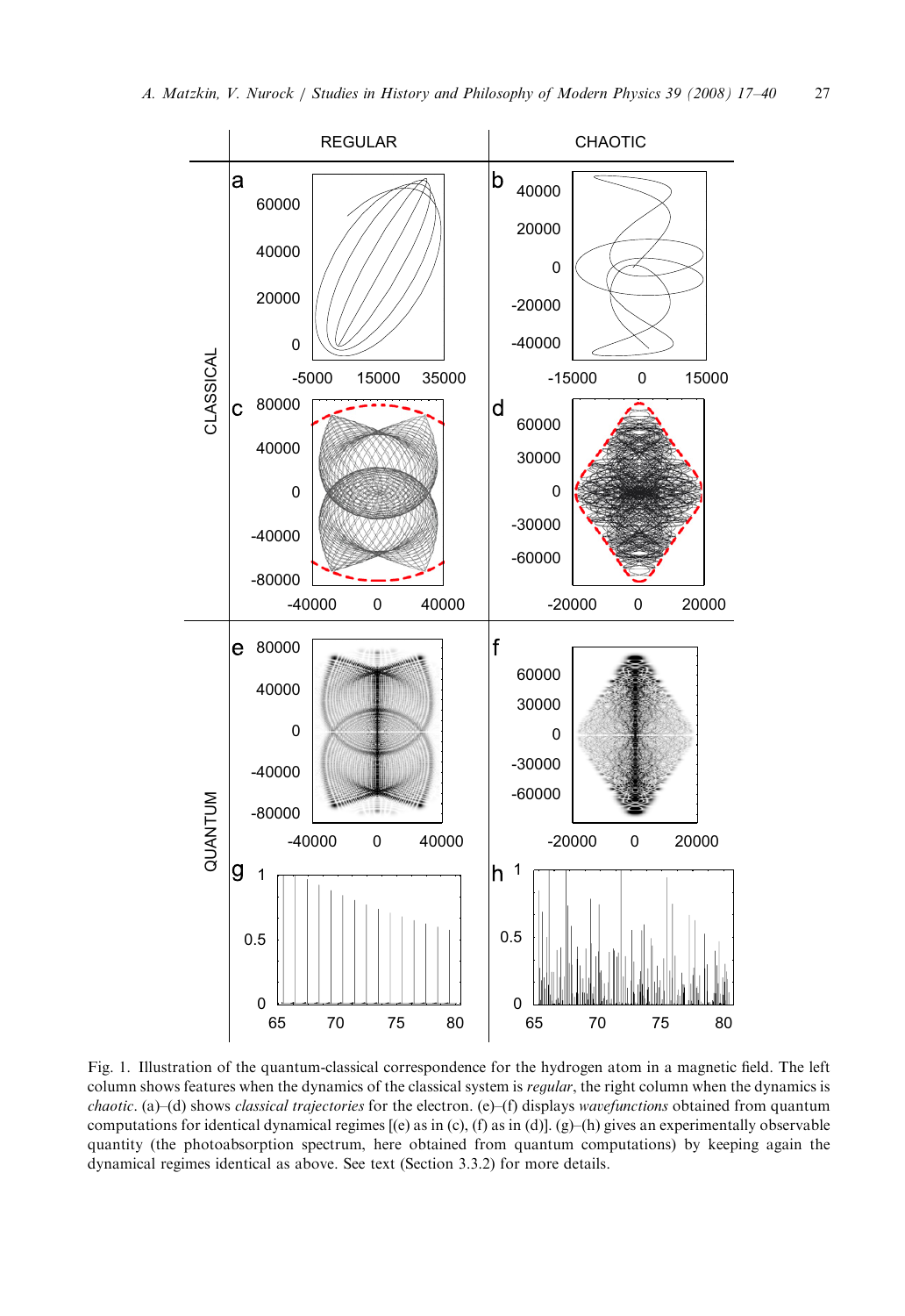Fig. 1. Illustration of the quantum-classical correspondence for the hydrogen atom in a magnetic field. The left column shows features when the dynamics of the classical system is *regular*, the right column when the dynamics is *chaotic*. (a)–(d) shows *classical trajectories* for the electron. (e)–(f) displays *wavefunctions* obtained from quantum computations for identical dynamical regimes [(e) as in (c), (f) as in (d)]. (g)–(h) gives an experimentally observable quantity (the photoabsorption spectrum, here obtained from quantum computations) by keeping again the dynamical regimes identical as above. See text (Section 3.3.2) for more details.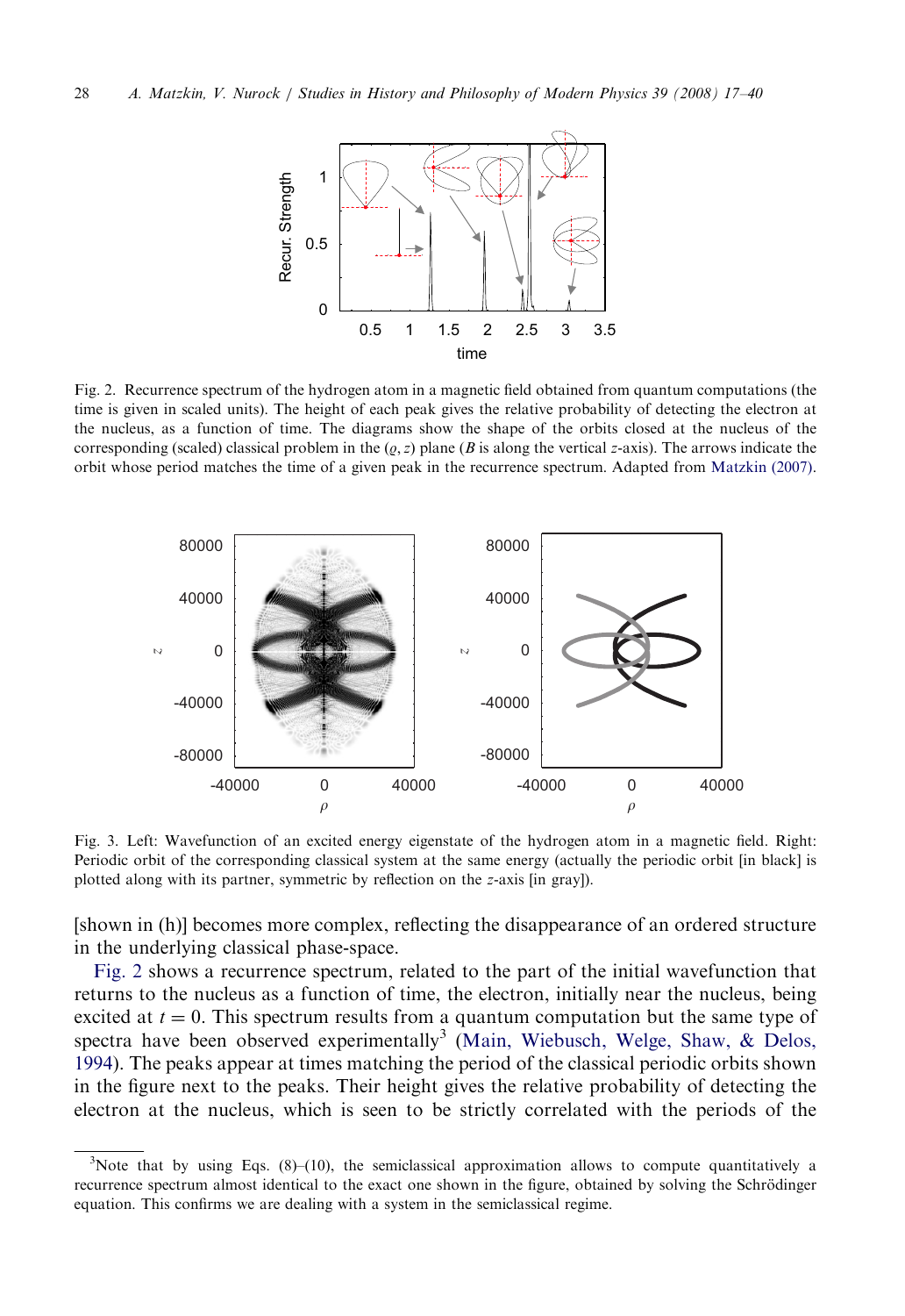Fig. 2. Recurrence spectrum of the hydrogen atom in a magnetic field obtained from quantum computations (the time is given in scaled units). The height of each peak gives the relative probability of detecting the electron at the nucleus, as a function of time. The diagrams show the shape of the orbits closed at the nucleus of the corresponding (scaled) classical problem in the $(\varrho, z)$ plane ($B$ is along the vertical $z$-axis). The arrows indicate the orbit whose period matches the time of a given peak in the recurrence spectrum. Adapted from Matzkin (2007).

Fig. 3. Left: Wavefunction of an excited energy eigenstate of the hydrogen atom in a magnetic field. Right: Periodic orbit of the corresponding classical system at the same energy (actually the periodic orbit [in black] is plotted along with its partner, symmetric by reflection on the $z$-axis [in gray]).

[shown in (h)] becomes more complex, reflecting the disappearance of an ordered structure in the underlying classical phase-space.

Fig. 2 shows a recurrence spectrum, related to the part of the initial wavefunction that returns to the nucleus as a function of time, the electron, initially near the nucleus, being excited at $t = 0$. This spectrum results from a quantum computation but the same type of spectra have been observed experimentally[3] (Main, Wiebusch, Welge, Shaw, & Delos, 1994). The peaks appear at times matching the period of the classical periodic orbits shown in the figure next to the peaks. Their height gives the relative probability of detecting the electron at the nucleus, which is seen to be strictly correlated with the periods of the

[3] Note that by using Eqs. (8)–(10), the semiclassical approximation allows to compute quantitatively a recurrence spectrum almost identical to the exact one shown in the figure, obtained by solving the Schrödinger equation. This confirms we are dealing with a system in the semiclassical regime.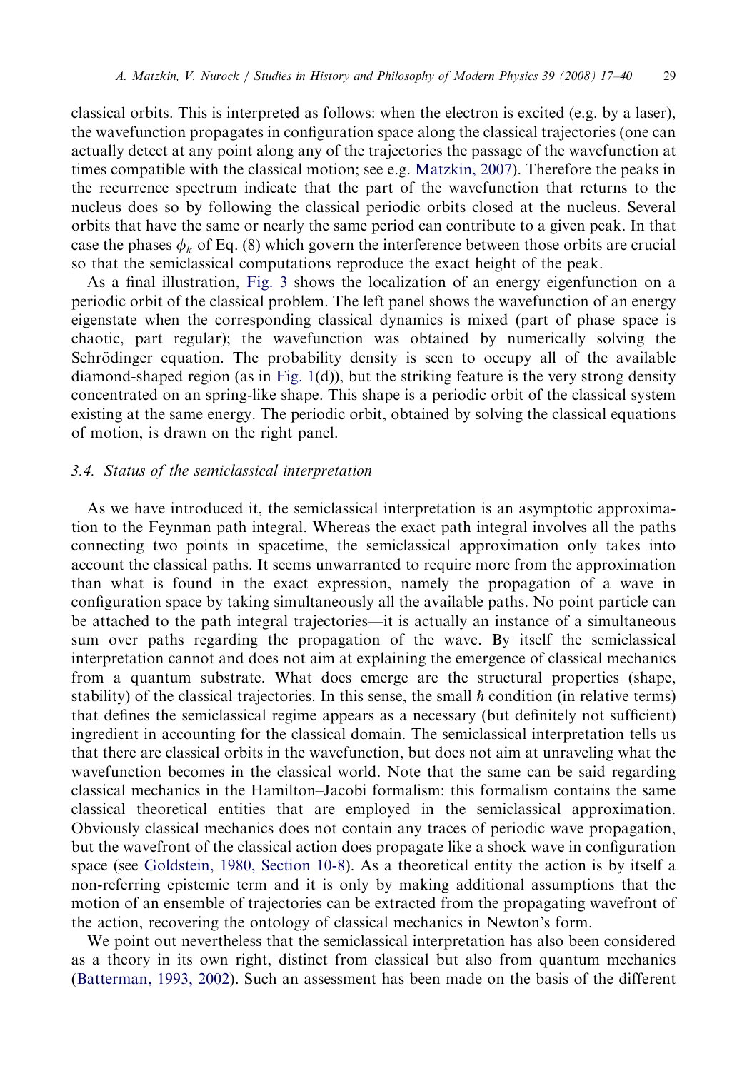classical orbits. This is interpreted as follows: when the electron is excited (e.g. by a laser), the wavefunction propagates in configuration space along the classical trajectories (one can actually detect at any point along any of the trajectories the passage of the wavefunction at times compatible with the classical motion; see e.g. Matzkin, 2007). Therefore the peaks in the recurrence spectrum indicate that the part of the wavefunction that returns to the nucleus does so by following the classical periodic orbits closed at the nucleus. Several orbits that have the same or nearly the same period can contribute to a given peak. In that case the phases $\phi_k$ of Eq. (8) which govern the interference between those orbits are crucial so that the semiclassical computations reproduce the exact height of the peak.

As a final illustration, Fig. 3 shows the localization of an energy eigenfunction on a periodic orbit of the classical problem. The left panel shows the wavefunction of an energy eigenstate when the corresponding classical dynamics is mixed (part of phase space is chaotic, part regular); the wavefunction was obtained by numerically solving the Schrödinger equation. The probability density is seen to occupy all of the available diamond-shaped region (as in Fig. 1(d)), but the striking feature is the very strong density concentrated on an spring-like shape. This shape is a periodic orbit of the classical system existing at the same energy. The periodic orbit, obtained by solving the classical equations of motion, is drawn on the right panel.

### 3.4. Status of the semiclassical interpretation

As we have introduced it, the semiclassical interpretation is an asymptotic approximation to the Feynman path integral. Whereas the exact path integral involves all the paths connecting two points in spacetime, the semiclassical approximation only takes into account the classical paths. It seems unwarranted to require more from the approximation than what is found in the exact expression, namely the propagation of a wave in configuration space by taking simultaneously all the available paths. No point particle can be attached to the path integral trajectories—it is actually an instance of a simultaneous sum over paths regarding the propagation of the wave. By itself the semiclassical interpretation cannot and does not aim at explaining the emergence of classical mechanics from a quantum substrate. What does emerge are the structural properties (shape, stability) of the classical trajectories. In this sense, the small $\hbar$ condition (in relative terms) that defines the semiclassical regime appears as a necessary (but definitely not sufficient) ingredient in accounting for the classical domain. The semiclassical interpretation tells us that there are classical orbits in the wavefunction, but does not aim at unraveling what the wavefunction becomes in the classical world. Note that the same can be said regarding classical mechanics in the Hamilton–Jacobi formalism: this formalism contains the same classical theoretical entities that are employed in the semiclassical approximation. Obviously classical mechanics does not contain any traces of periodic wave propagation, but the wavefront of the classical action does propagate like a shock wave in configuration space (see Goldstein, 1980, Section 10-8). As a theoretical entity the action is by itself a non-referring epistemic term and it is only by making additional assumptions that the motion of an ensemble of trajectories can be extracted from the propagating wavefront of the action, recovering the ontology of classical mechanics in Newton's form.

We point out nevertheless that the semiclassical interpretation has also been considered as a theory in its own right, distinct from classical but also from quantum mechanics (Batterman, 1993, 2002). Such an assessment has been made on the basis of the different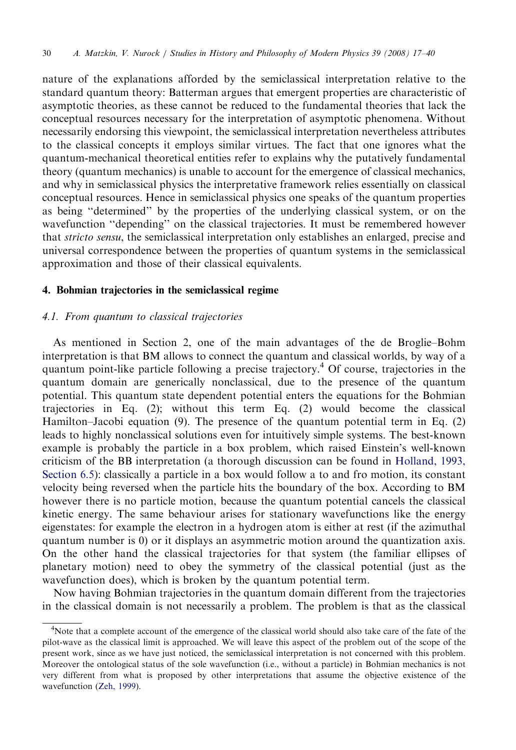nature of the explanations afforded by the semiclassical interpretation relative to the standard quantum theory: Batterman argues that emergent properties are characteristic of asymptotic theories, as these cannot be reduced to the fundamental theories that lack the conceptual resources necessary for the interpretation of asymptotic phenomena. Without necessarily endorsing this viewpoint, the semiclassical interpretation nevertheless attributes to the classical concepts it employs similar virtues. The fact that one ignores what the quantum-mechanical theoretical entities refer to explains why the putatively fundamental theory (quantum mechanics) is unable to account for the emergence of classical mechanics, and why in semiclassical physics the interpretative framework relies essentially on classical conceptual resources. Hence in semiclassical physics one speaks of the quantum properties as being "determined" by the properties of the underlying classical system, or on the wavefunction "depending" on the classical trajectories. It must be remembered however that *stricto sensu*, the semiclassical interpretation only establishes an enlarged, precise and universal correspondence between the properties of quantum systems in the semiclassical approximation and those of their classical equivalents.

## 4. Bohmian trajectories in the semiclassical regime

### 4.1. From quantum to classical trajectories

As mentioned in Section 2, one of the main advantages of the de Broglie–Bohm interpretation is that BM allows to connect the quantum and classical worlds, by way of a quantum point-like particle following a precise trajectory.[4] Of course, trajectories in the quantum domain are generically nonclassical, due to the presence of the quantum potential. This quantum state dependent potential enters the equations for the Bohmian trajectories in Eq. (2); without this term Eq. (2) would become the classical Hamilton–Jacobi equation (9). The presence of the quantum potential term in Eq. (2) leads to highly nonclassical solutions even for intuitively simple systems. The best-known example is probably the particle in a box problem, which raised Einstein's well-known criticism of the BB interpretation (a thorough discussion can be found in Holland, 1993, Section 6.5): classically a particle in a box would follow a to and fro motion, its constant velocity being reversed when the particle hits the boundary of the box. According to BM however there is no particle motion, because the quantum potential cancels the classical kinetic energy. The same behaviour arises for stationary wavefunctions like the energy eigenstates: for example the electron in a hydrogen atom is either at rest (if the azimuthal quantum number is 0) or it displays an asymmetric motion around the quantization axis. On the other hand the classical trajectories for that system (the familiar ellipses of planetary motion) need to obey the symmetry of the classical potential (just as the wavefunction does), which is broken by the quantum potential term.

Now having Bohmian trajectories in the quantum domain different from the trajectories in the classical domain is not necessarily a problem. The problem is that as the classical

[4] Note that a complete account of the emergence of the classical world should also take care of the fate of the pilot-wave as the classical limit is approached. We will leave this aspect of the problem out of the scope of the present work, since as we have just noticed, the semiclassical interpretation is not concerned with this problem. Moreover the ontological status of the sole wavefunction (i.e., without a particle) in Bohmian mechanics is not very different from what is proposed by other interpretations that assume the objective existence of the wavefunction (Zeh, 1999).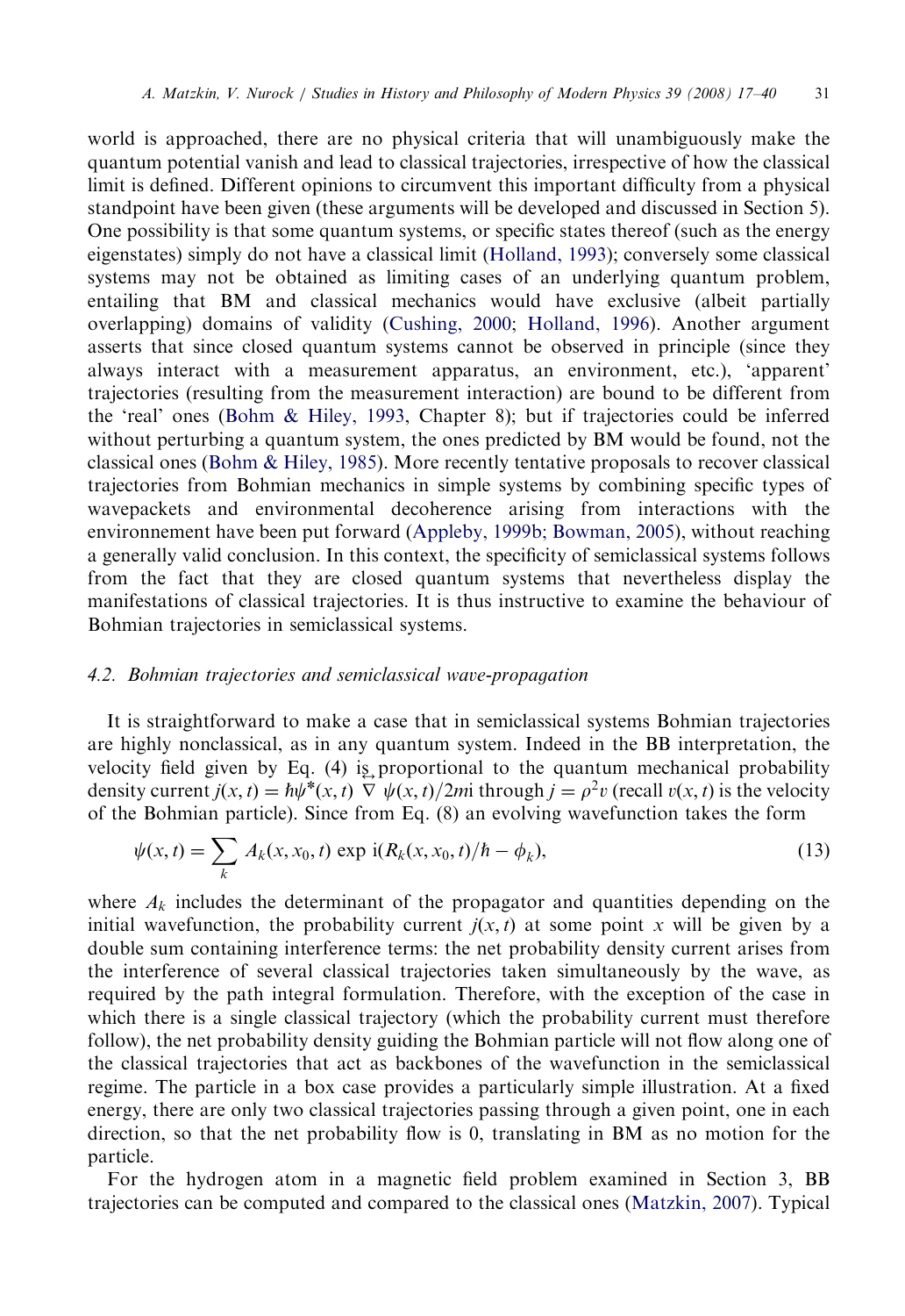world is approached, there are no physical criteria that will unambiguously make the quantum potential vanish and lead to classical trajectories, irrespective of how the classical limit is defined. Different opinions to circumvent this important difficulty from a physical standpoint have been given (these arguments will be developed and discussed in Section 5). One possibility is that some quantum systems, or specific states thereof (such as the energy eigenstates) simply do not have a classical limit (Holland, 1993); conversely some classical systems may not be obtained as limiting cases of an underlying quantum problem, entailing that BM and classical mechanics would have exclusive (albeit partially overlapping) domains of validity (Cushing, 2000; Holland, 1996). Another argument asserts that since closed quantum systems cannot be observed in principle (since they always interact with a measurement apparatus, an environment, etc.), 'apparent' trajectories (resulting from the measurement interaction) are bound to be different from the 'real' ones (Bohm & Hiley, 1993, Chapter 8); but if trajectories could be inferred without perturbing a quantum system, the ones predicted by BM would be found, not the classical ones (Bohm & Hiley, 1985). More recently tentative proposals to recover classical trajectories from Bohmian mechanics in simple systems by combining specific types of wavepackets and environmental decoherence arising from interactions with the environnement have been put forward (Appleby, 1999b; Bowman, 2005), without reaching a generally valid conclusion. In this context, the specificity of semiclassical systems follows from the fact that they are closed quantum systems that nevertheless display the manifestations of classical trajectories. It is thus instructive to examine the behaviour of Bohmian trajectories in semiclassical systems.

### 4.2. *Bohmian trajectories and semiclassical wave-propagation*

It is straightforward to make a case that in semiclassical systems Bohmian trajectories are highly nonclassical, as in any quantum system. Indeed in the BB interpretation, the velocity field given by Eq. (4) is proportional to the quantum mechanical probability density current $j(x,t) = \hbar\psi^*(x,t)\overleftrightarrow{\nabla}\psi(x,t)/2m\mathrm{i}$ through $j = \rho^2 v$ (recall $v(x,t)$ is the velocity of the Bohmian particle). Since from Eq. (8) an evolving wavefunction takes the form

$$\psi(x,t) = \sum_k A_k(x,x_0,t)\exp \mathrm{i}(R_k(x,x_0,t)/\hbar - \phi_k), \tag{13}$$

where $A_k$ includes the determinant of the propagator and quantities depending on the initial wavefunction, the probability current $j(x,t)$ at some point $x$ will be given by a double sum containing interference terms: the net probability density current arises from the interference of several classical trajectories taken simultaneously by the wave, as required by the path integral formulation. Therefore, with the exception of the case in which there is a single classical trajectory (which the probability current must therefore follow), the net probability density guiding the Bohmian particle will not flow along one of the classical trajectories that act as backbones of the wavefunction in the semiclassical regime. The particle in a box case provides a particularly simple illustration. At a fixed energy, there are only two classical trajectories passing through a given point, one in each direction, so that the net probability flow is 0, translating in BM as no motion for the particle.

For the hydrogen atom in a magnetic field problem examined in Section 3, BB trajectories can be computed and compared to the classical ones (Matzkin, 2007). Typical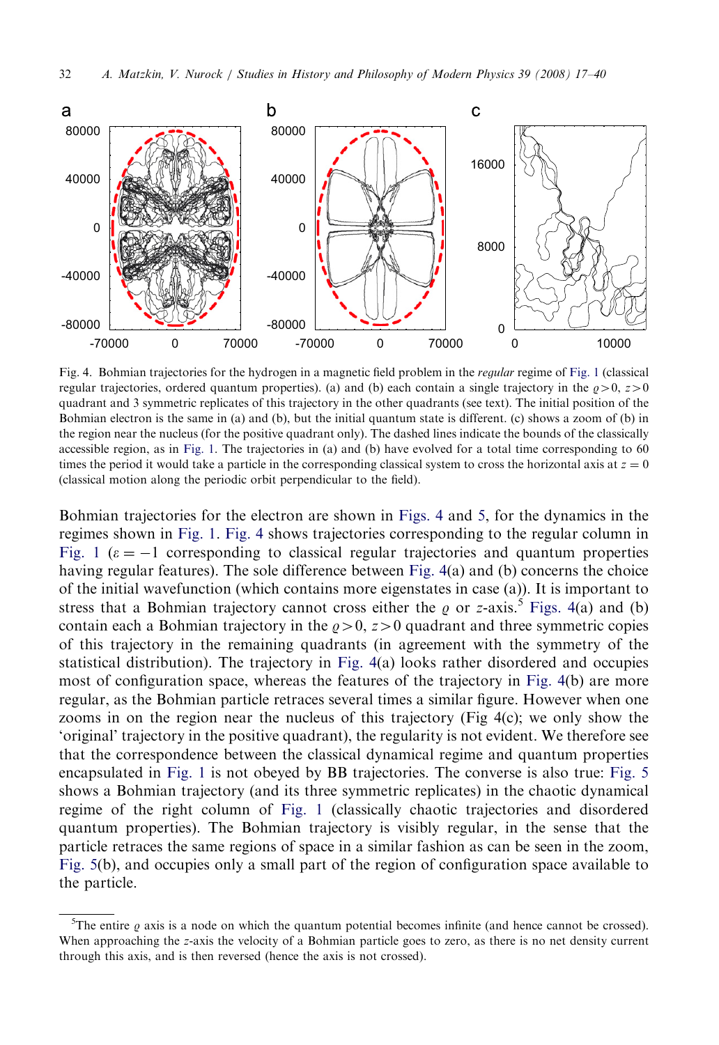Fig. 4. Bohmian trajectories for the hydrogen in a magnetic field problem in the *regular* regime of Fig. 1 (classical regular trajectories, ordered quantum properties). (a) and (b) each contain a single trajectory in the $\varrho > 0$, $z > 0$ quadrant and 3 symmetric replicates of this trajectory in the other quadrants (see text). The initial position of the Bohmian electron is the same in (a) and (b), but the initial quantum state is different. (c) shows a zoom of (b) in the region near the nucleus (for the positive quadrant only). The dashed lines indicate the bounds of the classically accessible region, as in Fig. 1. The trajectories in (a) and (b) have evolved for a total time corresponding to 60 times the period it would take a particle in the corresponding classical system to cross the horizontal axis at $z = 0$ (classical motion along the periodic orbit perpendicular to the field).

Bohmian trajectories for the electron are shown in Figs. 4 and 5, for the dynamics in the regimes shown in Fig. 1. Fig. 4 shows trajectories corresponding to the regular column in Fig. 1 ($\varepsilon = -1$ corresponding to classical regular trajectories and quantum properties having regular features). The sole difference between Fig. 4(a) and (b) concerns the choice of the initial wavefunction (which contains more eigenstates in case (a)). It is important to stress that a Bohmian trajectory cannot cross either the $\varrho$ or $z$-axis.[5] Figs. 4(a) and (b) contain each a Bohmian trajectory in the $\varrho > 0$, $z > 0$ quadrant and three symmetric copies of this trajectory in the remaining quadrants (in agreement with the symmetry of the statistical distribution). The trajectory in Fig. 4(a) looks rather disordered and occupies most of configuration space, whereas the features of the trajectory in Fig. 4(b) are more regular, as the Bohmian particle retraces several times a similar figure. However when one zooms in on the region near the nucleus of this trajectory (Fig 4(c); we only show the 'original' trajectory in the positive quadrant), the regularity is not evident. We therefore see that the correspondence between the classical dynamical regime and quantum properties encapsulated in Fig. 1 is not obeyed by BB trajectories. The converse is also true: Fig. 5 shows a Bohmian trajectory (and its three symmetric replicates) in the chaotic dynamical regime of the right column of Fig. 1 (classically chaotic trajectories and disordered quantum properties). The Bohmian trajectory is visibly regular, in the sense that the particle retraces the same regions of space in a similar fashion as can be seen in the zoom, Fig. 5(b), and occupies only a small part of the region of configuration space available to the particle.

[5]The entire $\varrho$ axis is a node on which the quantum potential becomes infinite (and hence cannot be crossed). When approaching the $z$-axis the velocity of a Bohmian particle goes to zero, as there is no net density current through this axis, and is then reversed (hence the axis is not crossed).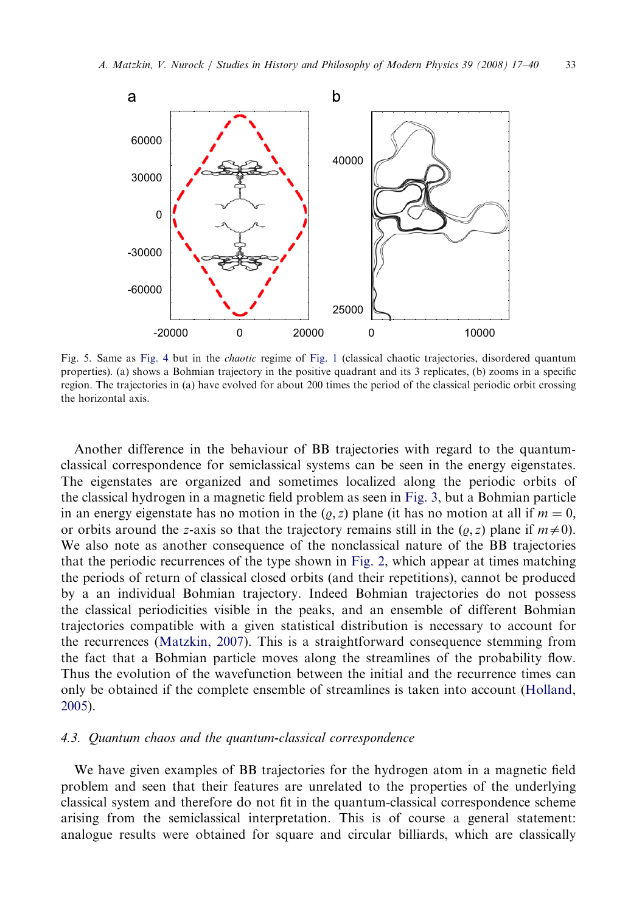Fig. 5. Same as Fig. 4 but in the *chaotic* regime of Fig. 1 (classical chaotic trajectories, disordered quantum properties). (a) shows a Bohmian trajectory in the positive quadrant and its 3 replicates, (b) zooms in a specific region. The trajectories in (a) have evolved for about 200 times the period of the classical periodic orbit crossing the horizontal axis.

Another difference in the behaviour of BB trajectories with regard to the quantum-classical correspondence for semiclassical systems can be seen in the energy eigenstates. The eigenstates are organized and sometimes localized along the periodic orbits of the classical hydrogen in a magnetic field problem as seen in Fig. 3, but a Bohmian particle in an energy eigenstate has no motion in the $(\varrho, z)$ plane (it has no motion at all if $m = 0$, or orbits around the $z$-axis so that the trajectory remains still in the $(\varrho, z)$ plane if $m \neq 0$). We also note as another consequence of the nonclassical nature of the BB trajectories that the periodic recurrences of the type shown in Fig. 2, which appear at times matching the periods of return of classical closed orbits (and their repetitions), cannot be produced by a an individual Bohmian trajectory. Indeed Bohmian trajectories do not possess the classical periodicities visible in the peaks, and an ensemble of different Bohmian trajectories compatible with a given statistical distribution is necessary to account for the recurrences (Matzkin, 2007). This is a straightforward consequence stemming from the fact that a Bohmian particle moves along the streamlines of the probability flow. Thus the evolution of the wavefunction between the initial and the recurrence times can only be obtained if the complete ensemble of streamlines is taken into account (Holland, 2005).

### 4.3. *Quantum chaos and the quantum-classical correspondence*

We have given examples of BB trajectories for the hydrogen atom in a magnetic field problem and seen that their features are unrelated to the properties of the underlying classical system and therefore do not fit in the quantum-classical correspondence scheme arising from the semiclassical interpretation. This is of course a general statement: analogue results were obtained for square and circular billiards, which are classically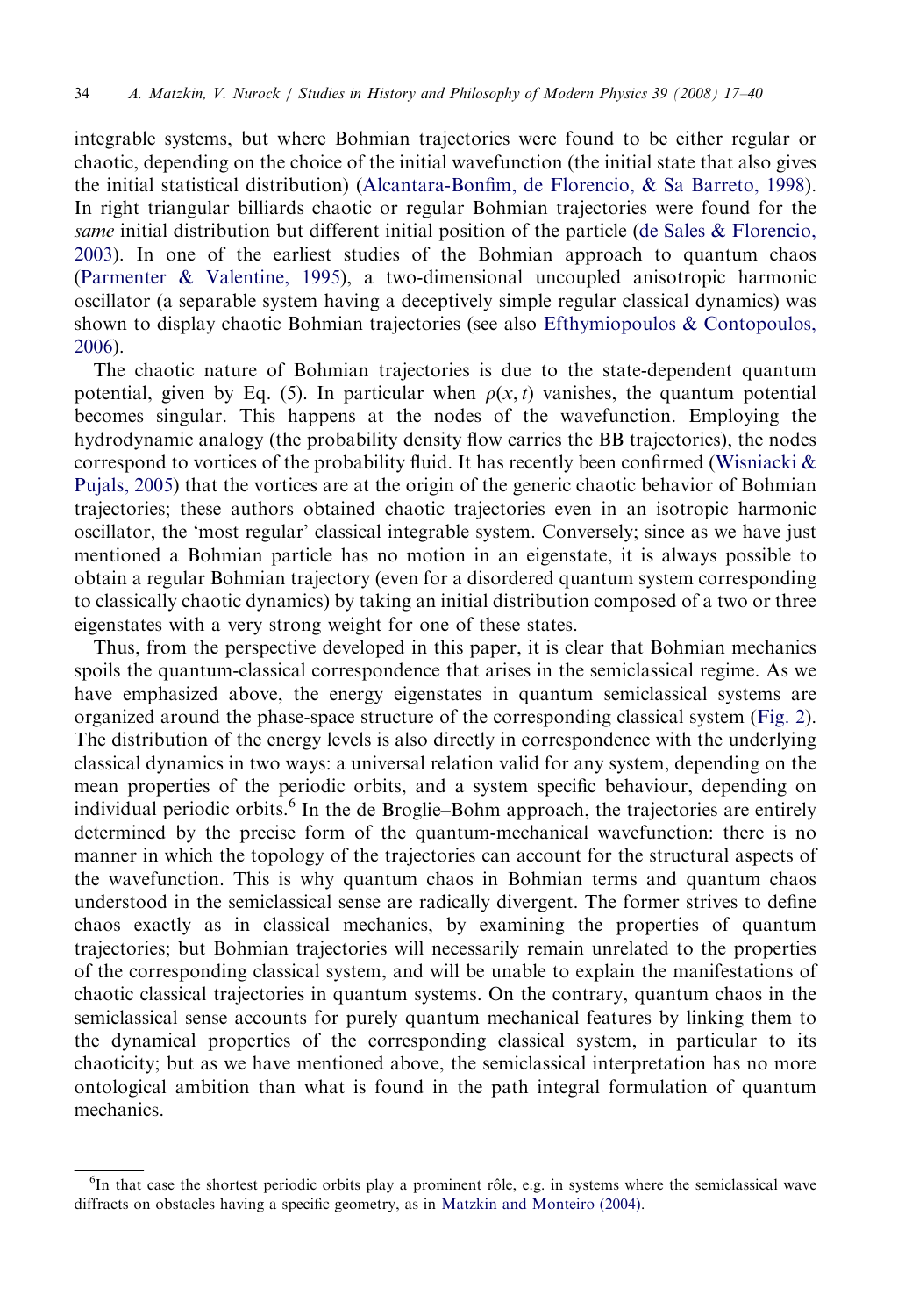integrable systems, but where Bohmian trajectories were found to be either regular or chaotic, depending on the choice of the initial wavefunction (the initial state that also gives the initial statistical distribution) (Alcantara-Bonfim, de Florencio, & Sa Barreto, 1998). In right triangular billiards chaotic or regular Bohmian trajectories were found for the *same* initial distribution but different initial position of the particle (de Sales & Florencio, 2003). In one of the earliest studies of the Bohmian approach to quantum chaos (Parmenter & Valentine, 1995), a two-dimensional uncoupled anisotropic harmonic oscillator (a separable system having a deceptively simple regular classical dynamics) was shown to display chaotic Bohmian trajectories (see also Efthymiopoulos & Contopoulos, 2006).

The chaotic nature of Bohmian trajectories is due to the state-dependent quantum potential, given by Eq. (5). In particular when $\rho(x, t)$ vanishes, the quantum potential becomes singular. This happens at the nodes of the wavefunction. Employing the hydrodynamic analogy (the probability density flow carries the BB trajectories), the nodes correspond to vortices of the probability fluid. It has recently been confirmed (Wisniacki & Pujals, 2005) that the vortices are at the origin of the generic chaotic behavior of Bohmian trajectories; these authors obtained chaotic trajectories even in an isotropic harmonic oscillator, the 'most regular' classical integrable system. Conversely; since as we have just mentioned a Bohmian particle has no motion in an eigenstate, it is always possible to obtain a regular Bohmian trajectory (even for a disordered quantum system corresponding to classically chaotic dynamics) by taking an initial distribution composed of a two or three eigenstates with a very strong weight for one of these states.

Thus, from the perspective developed in this paper, it is clear that Bohmian mechanics spoils the quantum-classical correspondence that arises in the semiclassical regime. As we have emphasized above, the energy eigenstates in quantum semiclassical systems are organized around the phase-space structure of the corresponding classical system (Fig. 2). The distribution of the energy levels is also directly in correspondence with the underlying classical dynamics in two ways: a universal relation valid for any system, depending on the mean properties of the periodic orbits, and a system specific behaviour, depending on individual periodic orbits.[6] In the de Broglie–Bohm approach, the trajectories are entirely determined by the precise form of the quantum-mechanical wavefunction: there is no manner in which the topology of the trajectories can account for the structural aspects of the wavefunction. This is why quantum chaos in Bohmian terms and quantum chaos understood in the semiclassical sense are radically divergent. The former strives to define chaos exactly as in classical mechanics, by examining the properties of quantum trajectories; but Bohmian trajectories will necessarily remain unrelated to the properties of the corresponding classical system, and will be unable to explain the manifestations of chaotic classical trajectories in quantum systems. On the contrary, quantum chaos in the semiclassical sense accounts for purely quantum mechanical features by linking them to the dynamical properties of the corresponding classical system, in particular to its chaoticity; but as we have mentioned above, the semiclassical interpretation has no more ontological ambition than what is found in the path integral formulation of quantum mechanics.

---

[6] In that case the shortest periodic orbits play a prominent rôle, e.g. in systems where the semiclassical wave diffracts on obstacles having a specific geometry, as in Matzkin and Monteiro (2004).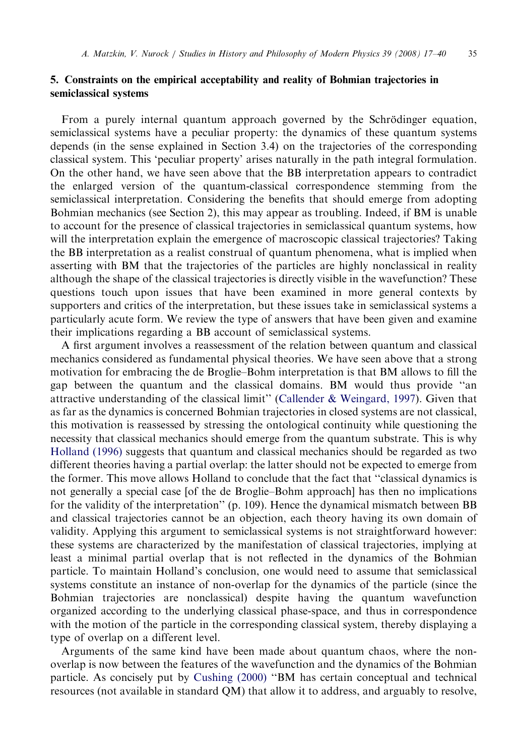## 5. Constraints on the empirical acceptability and reality of Bohmian trajectories in semiclassical systems

From a purely internal quantum approach governed by the Schrödinger equation, semiclassical systems have a peculiar property: the dynamics of these quantum systems depends (in the sense explained in Section 3.4) on the trajectories of the corresponding classical system. This 'peculiar property' arises naturally in the path integral formulation. On the other hand, we have seen above that the BB interpretation appears to contradict the enlarged version of the quantum-classical correspondence stemming from the semiclassical interpretation. Considering the benefits that should emerge from adopting Bohmian mechanics (see Section 2), this may appear as troubling. Indeed, if BM is unable to account for the presence of classical trajectories in semiclassical quantum systems, how will the interpretation explain the emergence of macroscopic classical trajectories? Taking the BB interpretation as a realist construal of quantum phenomena, what is implied when asserting with BM that the trajectories of the particles are highly nonclassical in reality although the shape of the classical trajectories is directly visible in the wavefunction? These questions touch upon issues that have been examined in more general contexts by supporters and critics of the interpretation, but these issues take in semiclassical systems a particularly acute form. We review the type of answers that have been given and examine their implications regarding a BB account of semiclassical systems.

A first argument involves a reassessment of the relation between quantum and classical mechanics considered as fundamental physical theories. We have seen above that a strong motivation for embracing the de Broglie–Bohm interpretation is that BM allows to fill the gap between the quantum and the classical domains. BM would thus provide "an attractive understanding of the classical limit" (Callender & Weingard, 1997). Given that as far as the dynamics is concerned Bohmian trajectories in closed systems are not classical, this motivation is reassessed by stressing the ontological continuity while questioning the necessity that classical mechanics should emerge from the quantum substrate. This is why Holland (1996) suggests that quantum and classical mechanics should be regarded as two different theories having a partial overlap: the latter should not be expected to emerge from the former. This move allows Holland to conclude that the fact that "classical dynamics is not generally a special case [of the de Broglie–Bohm approach] has then no implications for the validity of the interpretation" (p. 109). Hence the dynamical mismatch between BB and classical trajectories cannot be an objection, each theory having its own domain of validity. Applying this argument to semiclassical systems is not straightforward however: these systems are characterized by the manifestation of classical trajectories, implying at least a minimal partial overlap that is not reflected in the dynamics of the Bohmian particle. To maintain Holland's conclusion, one would need to assume that semiclassical systems constitute an instance of non-overlap for the dynamics of the particle (since the Bohmian trajectories are nonclassical) despite having the quantum wavefunction organized according to the underlying classical phase-space, and thus in correspondence with the motion of the particle in the corresponding classical system, thereby displaying a type of overlap on a different level.

Arguments of the same kind have been made about quantum chaos, where the non-overlap is now between the features of the wavefunction and the dynamics of the Bohmian particle. As concisely put by Cushing (2000) "BM has certain conceptual and technical resources (not available in standard QM) that allow it to address, and arguably to resolve,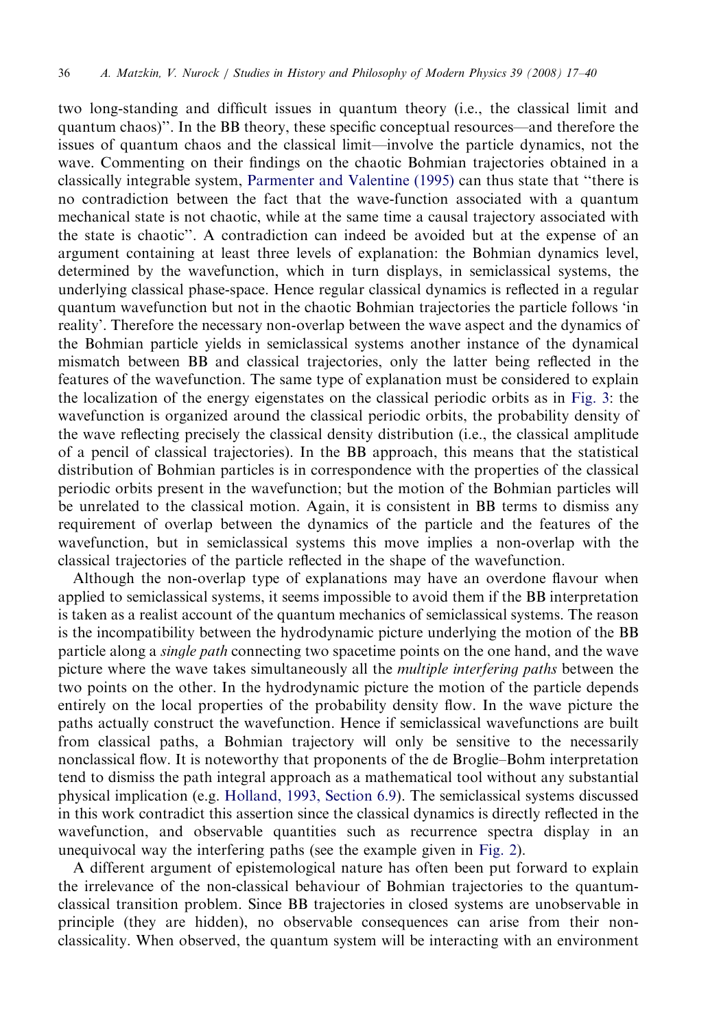two long-standing and difficult issues in quantum theory (i.e., the classical limit and quantum chaos)". In the BB theory, these specific conceptual resources—and therefore the issues of quantum chaos and the classical limit—involve the particle dynamics, not the wave. Commenting on their findings on the chaotic Bohmian trajectories obtained in a classically integrable system, Parmenter and Valentine (1995) can thus state that "there is no contradiction between the fact that the wave-function associated with a quantum mechanical state is not chaotic, while at the same time a causal trajectory associated with the state is chaotic". A contradiction can indeed be avoided but at the expense of an argument containing at least three levels of explanation: the Bohmian dynamics level, determined by the wavefunction, which in turn displays, in semiclassical systems, the underlying classical phase-space. Hence regular classical dynamics is reflected in a regular quantum wavefunction but not in the chaotic Bohmian trajectories the particle follows 'in reality'. Therefore the necessary non-overlap between the wave aspect and the dynamics of the Bohmian particle yields in semiclassical systems another instance of the dynamical mismatch between BB and classical trajectories, only the latter being reflected in the features of the wavefunction. The same type of explanation must be considered to explain the localization of the energy eigenstates on the classical periodic orbits as in Fig. 3: the wavefunction is organized around the classical periodic orbits, the probability density of the wave reflecting precisely the classical density distribution (i.e., the classical amplitude of a pencil of classical trajectories). In the BB approach, this means that the statistical distribution of Bohmian particles is in correspondence with the properties of the classical periodic orbits present in the wavefunction; but the motion of the Bohmian particles will be unrelated to the classical motion. Again, it is consistent in BB terms to dismiss any requirement of overlap between the dynamics of the particle and the features of the wavefunction, but in semiclassical systems this move implies a non-overlap with the classical trajectories of the particle reflected in the shape of the wavefunction.

Although the non-overlap type of explanations may have an overdone flavour when applied to semiclassical systems, it seems impossible to avoid them if the BB interpretation is taken as a realist account of the quantum mechanics of semiclassical systems. The reason is the incompatibility between the hydrodynamic picture underlying the motion of the BB particle along a *single path* connecting two spacetime points on the one hand, and the wave picture where the wave takes simultaneously all the *multiple interfering paths* between the two points on the other. In the hydrodynamic picture the motion of the particle depends entirely on the local properties of the probability density flow. In the wave picture the paths actually construct the wavefunction. Hence if semiclassical wavefunctions are built from classical paths, a Bohmian trajectory will only be sensitive to the necessarily nonclassical flow. It is noteworthy that proponents of the de Broglie–Bohm interpretation tend to dismiss the path integral approach as a mathematical tool without any substantial physical implication (e.g. Holland, 1993, Section 6.9). The semiclassical systems discussed in this work contradict this assertion since the classical dynamics is directly reflected in the wavefunction, and observable quantities such as recurrence spectra display in an unequivocal way the interfering paths (see the example given in Fig. 2).

A different argument of epistemological nature has often been put forward to explain the irrelevance of the non-classical behaviour of Bohmian trajectories to the quantum-classical transition problem. Since BB trajectories in closed systems are unobservable in principle (they are hidden), no observable consequences can arise from their non-classicality. When observed, the quantum system will be interacting with an environment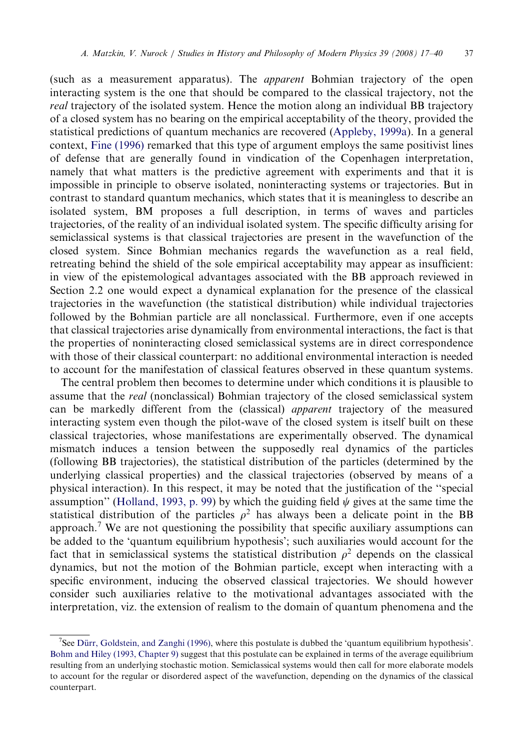(such as a measurement apparatus). The *apparent* Bohmian trajectory of the open interacting system is the one that should be compared to the classical trajectory, not the *real* trajectory of the isolated system. Hence the motion along an individual BB trajectory of a closed system has no bearing on the empirical acceptability of the theory, provided the statistical predictions of quantum mechanics are recovered (Appleby, 1999a). In a general context, Fine (1996) remarked that this type of argument employs the same positivist lines of defense that are generally found in vindication of the Copenhagen interpretation, namely that what matters is the predictive agreement with experiments and that it is impossible in principle to observe isolated, noninteracting systems or trajectories. But in contrast to standard quantum mechanics, which states that it is meaningless to describe an isolated system, BM proposes a full description, in terms of waves and particles trajectories, of the reality of an individual isolated system. The specific difficulty arising for semiclassical systems is that classical trajectories are present in the wavefunction of the closed system. Since Bohmian mechanics regards the wavefunction as a real field, retreating behind the shield of the sole empirical acceptability may appear as insufficient: in view of the epistemological advantages associated with the BB approach reviewed in Section 2.2 one would expect a dynamical explanation for the presence of the classical trajectories in the wavefunction (the statistical distribution) while individual trajectories followed by the Bohmian particle are all nonclassical. Furthermore, even if one accepts that classical trajectories arise dynamically from environmental interactions, the fact is that the properties of noninteracting closed semiclassical systems are in direct correspondence with those of their classical counterpart: no additional environmental interaction is needed to account for the manifestation of classical features observed in these quantum systems.

The central problem then becomes to determine under which conditions it is plausible to assume that the *real* (nonclassical) Bohmian trajectory of the closed semiclassical system can be markedly different from the (classical) *apparent* trajectory of the measured interacting system even though the pilot-wave of the closed system is itself built on these classical trajectories, whose manifestations are experimentally observed. The dynamical mismatch induces a tension between the supposedly real dynamics of the particles (following BB trajectories), the statistical distribution of the particles (determined by the underlying classical properties) and the classical trajectories (observed by means of a physical interaction). In this respect, it may be noted that the justification of the "special assumption" (Holland, 1993, p. 99) by which the guiding field $\psi$ gives at the same time the statistical distribution of the particles $\rho^2$ has always been a delicate point in the BB approach.[7] We are not questioning the possibility that specific auxiliary assumptions can be added to the 'quantum equilibrium hypothesis'; such auxiliaries would account for the fact that in semiclassical systems the statistical distribution $\rho^2$ depends on the classical dynamics, but not the motion of the Bohmian particle, except when interacting with a specific environment, inducing the observed classical trajectories. We should however consider such auxiliaries relative to the motivational advantages associated with the interpretation, viz. the extension of realism to the domain of quantum phenomena and the

[7] See Dürr, Goldstein, and Zanghi (1996), where this postulate is dubbed the 'quantum equilibrium hypothesis'. Bohm and Hiley (1993, Chapter 9) suggest that this postulate can be explained in terms of the average equilibrium resulting from an underlying stochastic motion. Semiclassical systems would then call for more elaborate models to account for the regular or disordered aspect of the wavefunction, depending on the dynamics of the classical counterpart.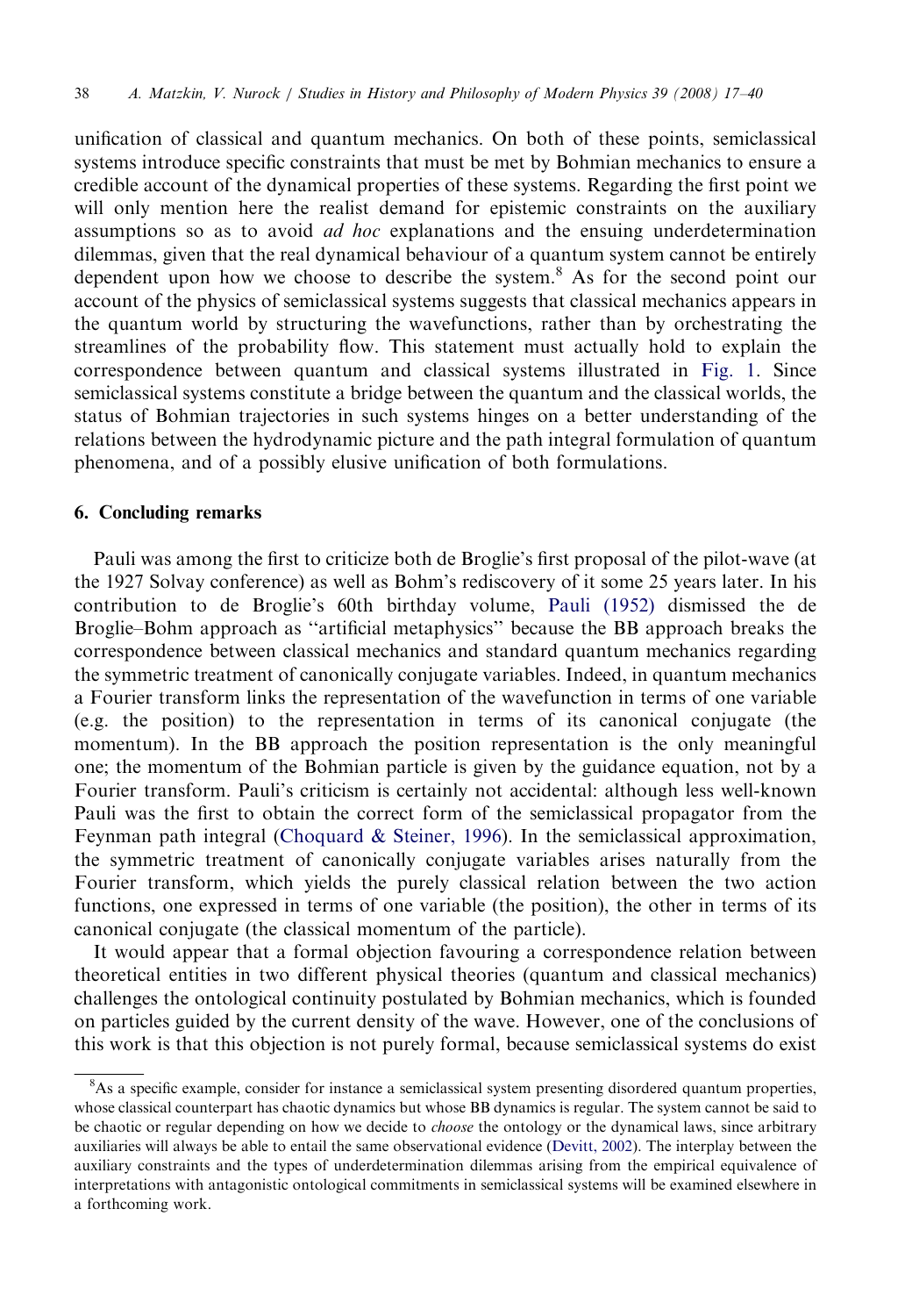unification of classical and quantum mechanics. On both of these points, semiclassical systems introduce specific constraints that must be met by Bohmian mechanics to ensure a credible account of the dynamical properties of these systems. Regarding the first point we will only mention here the realist demand for epistemic constraints on the auxiliary assumptions so as to avoid *ad hoc* explanations and the ensuing underdetermination dilemmas, given that the real dynamical behaviour of a quantum system cannot be entirely dependent upon how we choose to describe the system.[8] As for the second point our account of the physics of semiclassical systems suggests that classical mechanics appears in the quantum world by structuring the wavefunctions, rather than by orchestrating the streamlines of the probability flow. This statement must actually hold to explain the correspondence between quantum and classical systems illustrated in Fig. 1. Since semiclassical systems constitute a bridge between the quantum and the classical worlds, the status of Bohmian trajectories in such systems hinges on a better understanding of the relations between the hydrodynamic picture and the path integral formulation of quantum phenomena, and of a possibly elusive unification of both formulations.

## 6. Concluding remarks

Pauli was among the first to criticize both de Broglie's first proposal of the pilot-wave (at the 1927 Solvay conference) as well as Bohm's rediscovery of it some 25 years later. In his contribution to de Broglie's 60th birthday volume, Pauli (1952) dismissed the de Broglie–Bohm approach as "artificial metaphysics" because the BB approach breaks the correspondence between classical mechanics and standard quantum mechanics regarding the symmetric treatment of canonically conjugate variables. Indeed, in quantum mechanics a Fourier transform links the representation of the wavefunction in terms of one variable (e.g. the position) to the representation in terms of its canonical conjugate (the momentum). In the BB approach the position representation is the only meaningful one; the momentum of the Bohmian particle is given by the guidance equation, not by a Fourier transform. Pauli's criticism is certainly not accidental: although less well-known Pauli was the first to obtain the correct form of the semiclassical propagator from the Feynman path integral (Choquard & Steiner, 1996). In the semiclassical approximation, the symmetric treatment of canonically conjugate variables arises naturally from the Fourier transform, which yields the purely classical relation between the two action functions, one expressed in terms of one variable (the position), the other in terms of its canonical conjugate (the classical momentum of the particle).

It would appear that a formal objection favouring a correspondence relation between theoretical entities in two different physical theories (quantum and classical mechanics) challenges the ontological continuity postulated by Bohmian mechanics, which is founded on particles guided by the current density of the wave. However, one of the conclusions of this work is that this objection is not purely formal, because semiclassical systems do exist

---

[8] As a specific example, consider for instance a semiclassical system presenting disordered quantum properties, whose classical counterpart has chaotic dynamics but whose BB dynamics is regular. The system cannot be said to be chaotic or regular depending on how we decide to *choose* the ontology or the dynamical laws, since arbitrary auxiliaries will always be able to entail the same observational evidence (Devitt, 2002). The interplay between the auxiliary constraints and the types of underdetermination dilemmas arising from the empirical equivalence of interpretations with antagonistic ontological commitments in semiclassical systems will be examined elsewhere in a forthcoming work.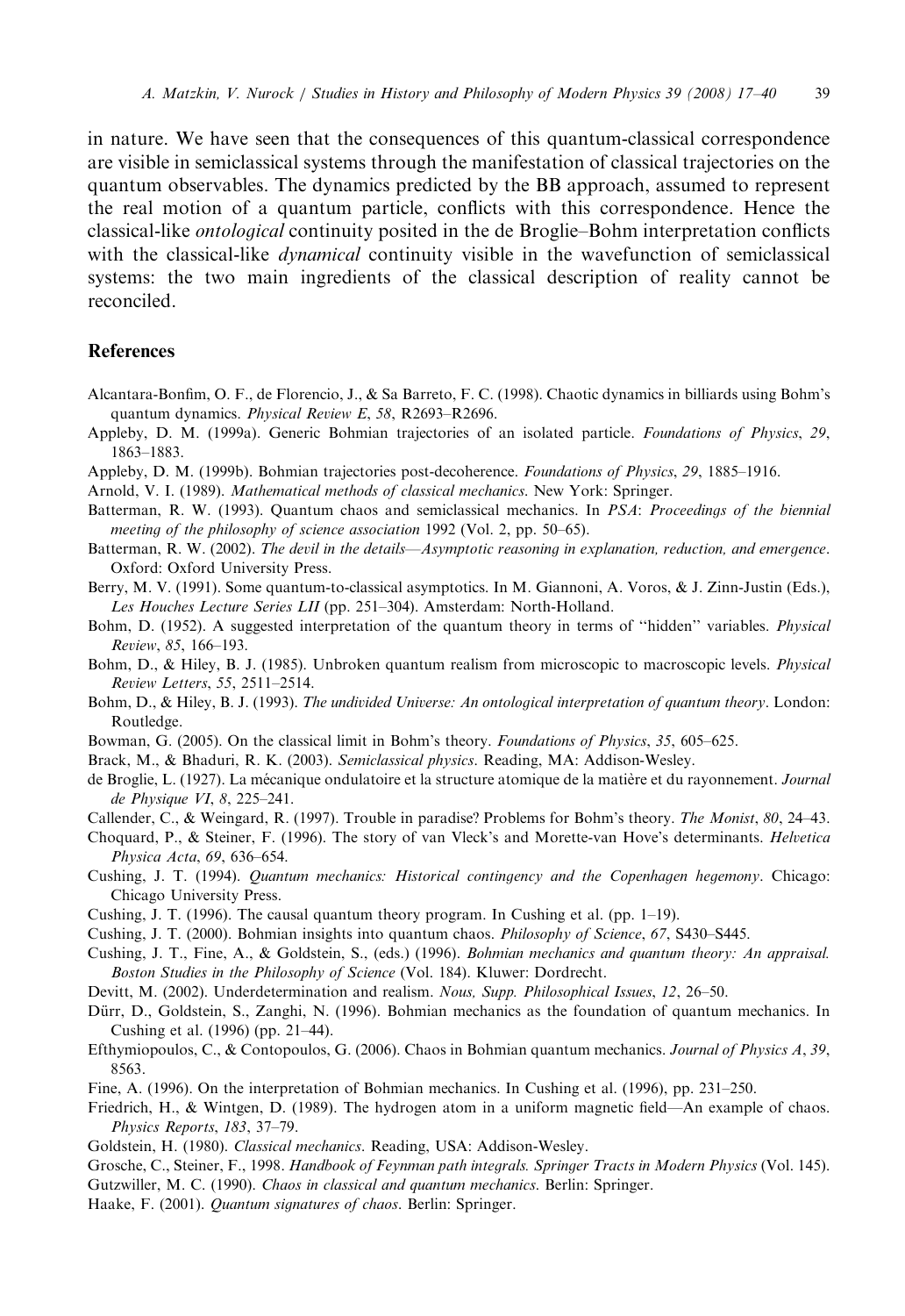in nature. We have seen that the consequences of this quantum-classical correspondence are visible in semiclassical systems through the manifestation of classical trajectories on the quantum observables. The dynamics predicted by the BB approach, assumed to represent the real motion of a quantum particle, conflicts with this correspondence. Hence the classical-like *ontological* continuity posited in the de Broglie–Bohm interpretation conflicts with the classical-like *dynamical* continuity visible in the wavefunction of semiclassical systems: the two main ingredients of the classical description of reality cannot be reconciled.

## References

Alcantara-Bonfim, O. F., de Florencio, J., & Sa Barreto, F. C. (1998). Chaotic dynamics in billiards using Bohm's quantum dynamics. *Physical Review E*, *58*, R2693–R2696.

Appleby, D. M. (1999a). Generic Bohmian trajectories of an isolated particle. *Foundations of Physics*, *29*, 1863–1883.

Appleby, D. M. (1999b). Bohmian trajectories post-decoherence. *Foundations of Physics*, *29*, 1885–1916.

Arnold, V. I. (1989). *Mathematical methods of classical mechanics*. New York: Springer.

Batterman, R. W. (1993). Quantum chaos and semiclassical mechanics. In *PSA*: *Proceedings of the biennial meeting of the philosophy of science association* 1992 (Vol. 2, pp. 50–65).

Batterman, R. W. (2002). *The devil in the details—Asymptotic reasoning in explanation, reduction, and emergence*. Oxford: Oxford University Press.

Berry, M. V. (1991). Some quantum-to-classical asymptotics. In M. Giannoni, A. Voros, & J. Zinn-Justin (Eds.), *Les Houches Lecture Series LII* (pp. 251–304). Amsterdam: North-Holland.

Bohm, D. (1952). A suggested interpretation of the quantum theory in terms of "hidden" variables. *Physical Review*, *85*, 166–193.

Bohm, D., & Hiley, B. J. (1985). Unbroken quantum realism from microscopic to macroscopic levels. *Physical Review Letters*, *55*, 2511–2514.

Bohm, D., & Hiley, B. J. (1993). *The undivided Universe: An ontological interpretation of quantum theory*. London: Routledge.

Bowman, G. (2005). On the classical limit in Bohm's theory. *Foundations of Physics*, *35*, 605–625.

Brack, M., & Bhaduri, R. K. (2003). *Semiclassical physics*. Reading, MA: Addison-Wesley.

de Broglie, L. (1927). La mécanique ondulatoire et la structure atomique de la matière et du rayonnement. *Journal de Physique VI*, *8*, 225–241.

Callender, C., & Weingard, R. (1997). Trouble in paradise? Problems for Bohm's theory. *The Monist*, *80*, 24–43.

Choquard, P., & Steiner, F. (1996). The story of van Vleck's and Morette-van Hove's determinants. *Helvetica Physica Acta*, *69*, 636–654.

Cushing, J. T. (1994). *Quantum mechanics: Historical contingency and the Copenhagen hegemony*. Chicago: Chicago University Press.

Cushing, J. T. (1996). The causal quantum theory program. In Cushing et al. (pp. 1–19).

Cushing, J. T. (2000). Bohmian insights into quantum chaos. *Philosophy of Science*, *67*, S430–S445.

Cushing, J. T., Fine, A., & Goldstein, S., (eds.) (1996). *Bohmian mechanics and quantum theory: An appraisal. Boston Studies in the Philosophy of Science* (Vol. 184). Kluwer: Dordrecht.

Devitt, M. (2002). Underdetermination and realism. *Nous, Supp. Philosophical Issues*, *12*, 26–50.

Dürr, D., Goldstein, S., Zanghi, N. (1996). Bohmian mechanics as the foundation of quantum mechanics. In Cushing et al. (1996) (pp. 21–44).

Efthymiopoulos, C., & Contopoulos, G. (2006). Chaos in Bohmian quantum mechanics. *Journal of Physics A*, *39*, 8563.

Fine, A. (1996). On the interpretation of Bohmian mechanics. In Cushing et al. (1996), pp. 231–250.

Friedrich, H., & Wintgen, D. (1989). The hydrogen atom in a uniform magnetic field—An example of chaos. *Physics Reports*, *183*, 37–79.

Goldstein, H. (1980). *Classical mechanics*. Reading, USA: Addison-Wesley.

Grosche, C., Steiner, F., 1998. *Handbook of Feynman path integrals. Springer Tracts in Modern Physics* (Vol. 145).

Gutzwiller, M. C. (1990). *Chaos in classical and quantum mechanics*. Berlin: Springer.

Haake, F. (2001). *Quantum signatures of chaos*. Berlin: Springer.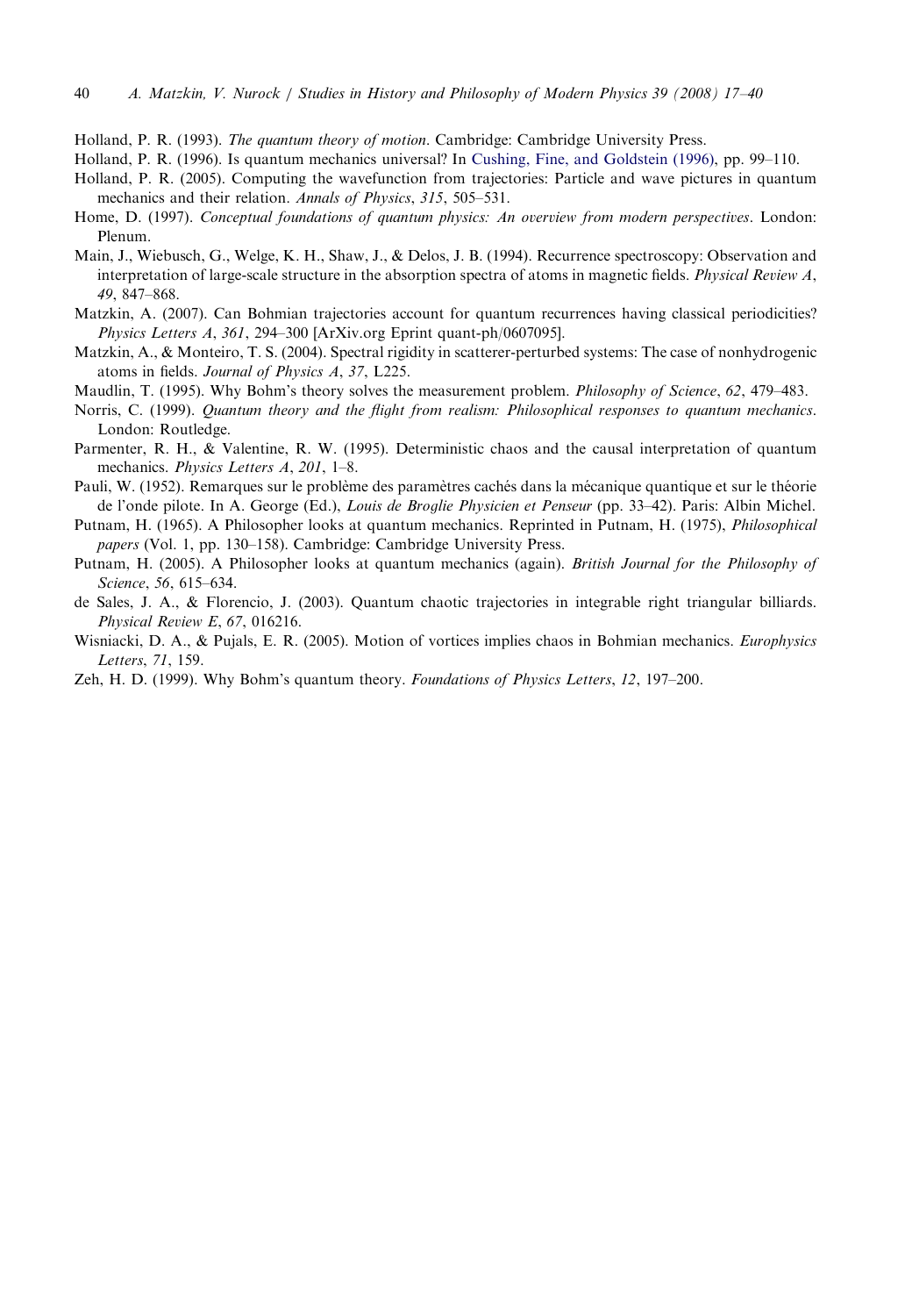Holland, P. R. (1993). *The quantum theory of motion*. Cambridge: Cambridge University Press.

Holland, P. R. (1996). Is quantum mechanics universal? In Cushing, Fine, and Goldstein (1996), pp. 99–110.

Holland, P. R. (2005). Computing the wavefunction from trajectories: Particle and wave pictures in quantum mechanics and their relation. *Annals of Physics*, *315*, 505–531.

Home, D. (1997). *Conceptual foundations of quantum physics: An overview from modern perspectives*. London: Plenum.

Main, J., Wiebusch, G., Welge, K. H., Shaw, J., & Delos, J. B. (1994). Recurrence spectroscopy: Observation and interpretation of large-scale structure in the absorption spectra of atoms in magnetic fields. *Physical Review A*, *49*, 847–868.

Matzkin, A. (2007). Can Bohmian trajectories account for quantum recurrences having classical periodicities? *Physics Letters A*, *361*, 294–300 [ArXiv.org Eprint quant-ph/0607095].

Matzkin, A., & Monteiro, T. S. (2004). Spectral rigidity in scatterer-perturbed systems: The case of nonhydrogenic atoms in fields. *Journal of Physics A*, *37*, L225.

Maudlin, T. (1995). Why Bohm's theory solves the measurement problem. *Philosophy of Science*, *62*, 479–483.

Norris, C. (1999). *Quantum theory and the flight from realism: Philosophical responses to quantum mechanics*. London: Routledge.

Parmenter, R. H., & Valentine, R. W. (1995). Deterministic chaos and the causal interpretation of quantum mechanics. *Physics Letters A*, *201*, 1–8.

Pauli, W. (1952). Remarques sur le problème des paramètres cachés dans la mécanique quantique et sur le théorie de l'onde pilote. In A. George (Ed.), *Louis de Broglie Physicien et Penseur* (pp. 33–42). Paris: Albin Michel.

Putnam, H. (1965). A Philosopher looks at quantum mechanics. Reprinted in Putnam, H. (1975), *Philosophical papers* (Vol. 1, pp. 130–158). Cambridge: Cambridge University Press.

Putnam, H. (2005). A Philosopher looks at quantum mechanics (again). *British Journal for the Philosophy of Science*, *56*, 615–634.

de Sales, J. A., & Florencio, J. (2003). Quantum chaotic trajectories in integrable right triangular billiards. *Physical Review E*, *67*, 016216.

Wisniacki, D. A., & Pujals, E. R. (2005). Motion of vortices implies chaos in Bohmian mechanics. *Europhysics Letters*, *71*, 159.

Zeh, H. D. (1999). Why Bohm's quantum theory. *Foundations of Physics Letters*, *12*, 197–200.